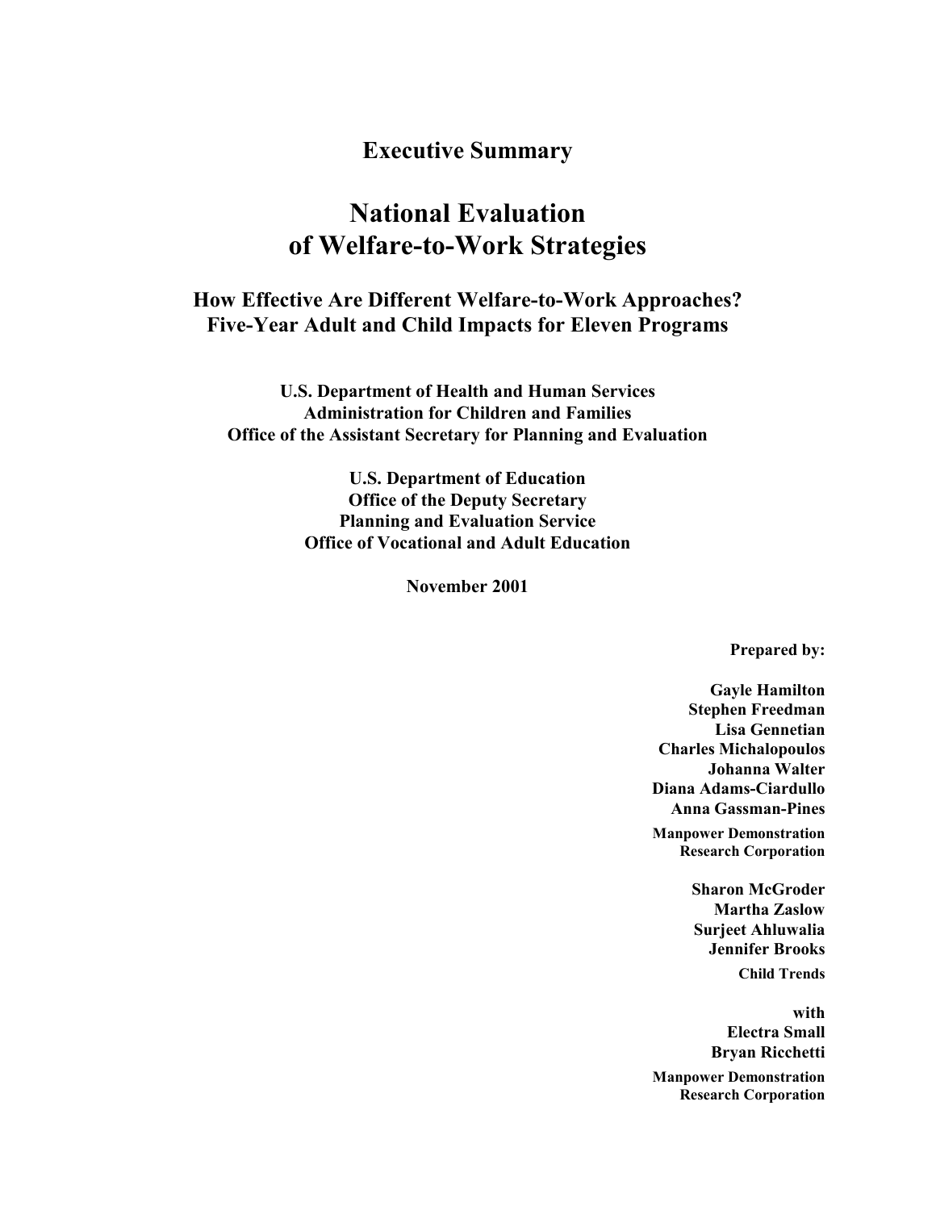**Executive Summary**

# National Evaluation of Welfare-to-Work Strategies

## How Effective Are Different Welfare-to-Work Approaches? Five-Year Adult and Child Impacts for Eleven Programs

**U.S. Department of Health and Human Services**
**Administration for Children and Families**
**Office of the Assistant Secretary for Planning and Evaluation**

**U.S. Department of Education**
**Office of the Deputy Secretary**
**Planning and Evaluation Service**
**Office of Vocational and Adult Education**

**November 2001**

**Prepared by:**

**Gayle Hamilton**
**Stephen Freedman**
**Lisa Gennetian**
**Charles Michalopoulos**
**Johanna Walter**
**Diana Adams-Ciardullo**
**Anna Gassman-Pines**
**Manpower Demonstration Research Corporation**

**Sharon McGroder**
**Martha Zaslow**
**Surjeet Ahluwalia**
**Jennifer Brooks**
**Child Trends**

**with**
**Electra Small**
**Bryan Ricchetti**
**Manpower Demonstration Research Corporation**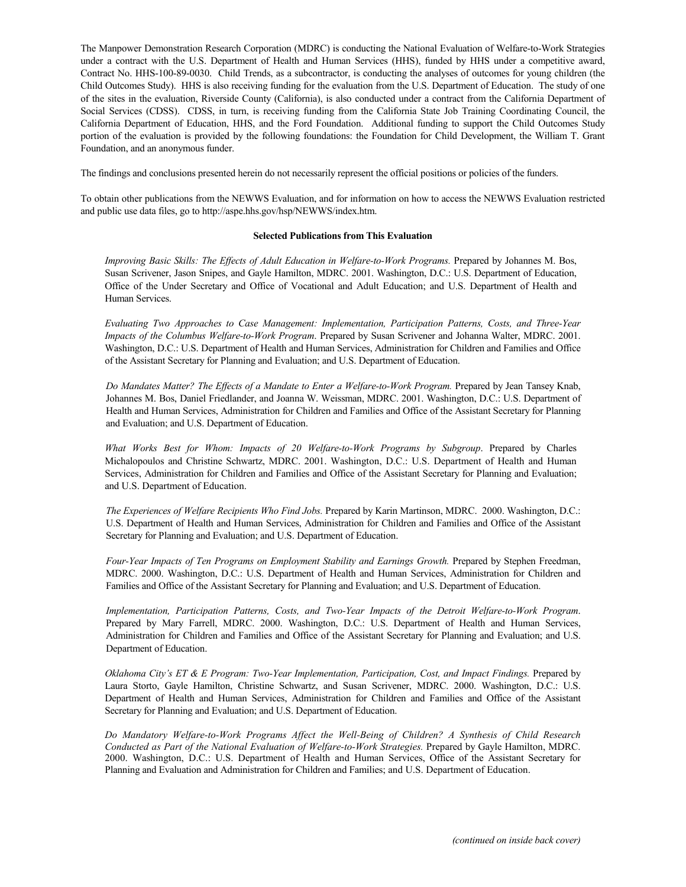The Manpower Demonstration Research Corporation (MDRC) is conducting the National Evaluation of Welfare-to-Work Strategies under a contract with the U.S. Department of Health and Human Services (HHS), funded by HHS under a competitive award, Contract No. HHS-100-89-0030. Child Trends, as a subcontractor, is conducting the analyses of outcomes for young children (the Child Outcomes Study). HHS is also receiving funding for the evaluation from the U.S. Department of Education. The study of one of the sites in the evaluation, Riverside County (California), is also conducted under a contract from the California Department of Social Services (CDSS). CDSS, in turn, is receiving funding from the California State Job Training Coordinating Council, the California Department of Education, HHS, and the Ford Foundation. Additional funding to support the Child Outcomes Study portion of the evaluation is provided by the following foundations: the Foundation for Child Development, the William T. Grant Foundation, and an anonymous funder.

The findings and conclusions presented herein do not necessarily represent the official positions or policies of the funders.

To obtain other publications from the NEWWS Evaluation, and for information on how to access the NEWWS Evaluation restricted and public use data files, go to http://aspe.hhs.gov/hsp/NEWWS/index.htm.

**Selected Publications from This Evaluation**

*Improving Basic Skills: The Effects of Adult Education in Welfare-to-Work Programs.* Prepared by Johannes M. Bos, Susan Scrivener, Jason Snipes, and Gayle Hamilton, MDRC. 2001. Washington, D.C.: U.S. Department of Education, Office of the Under Secretary and Office of Vocational and Adult Education; and U.S. Department of Health and Human Services.

*Evaluating Two Approaches to Case Management: Implementation, Participation Patterns, Costs, and Three-Year Impacts of the Columbus Welfare-to-Work Program*. Prepared by Susan Scrivener and Johanna Walter, MDRC. 2001. Washington, D.C.: U.S. Department of Health and Human Services, Administration for Children and Families and Office of the Assistant Secretary for Planning and Evaluation; and U.S. Department of Education.

*Do Mandates Matter? The Effects of a Mandate to Enter a Welfare-to-Work Program.* Prepared by Jean Tansey Knab, Johannes M. Bos, Daniel Friedlander, and Joanna W. Weissman, MDRC. 2001. Washington, D.C.: U.S. Department of Health and Human Services, Administration for Children and Families and Office of the Assistant Secretary for Planning and Evaluation; and U.S. Department of Education.

*What Works Best for Whom: Impacts of 20 Welfare-to-Work Programs by Subgroup*. Prepared by Charles Michalopoulos and Christine Schwartz, MDRC. 2001. Washington, D.C.: U.S. Department of Health and Human Services, Administration for Children and Families and Office of the Assistant Secretary for Planning and Evaluation; and U.S. Department of Education.

*The Experiences of Welfare Recipients Who Find Jobs.* Prepared by Karin Martinson, MDRC. 2000. Washington, D.C.: U.S. Department of Health and Human Services, Administration for Children and Families and Office of the Assistant Secretary for Planning and Evaluation; and U.S. Department of Education.

*Four-Year Impacts of Ten Programs on Employment Stability and Earnings Growth.* Prepared by Stephen Freedman, MDRC. 2000. Washington, D.C.: U.S. Department of Health and Human Services, Administration for Children and Families and Office of the Assistant Secretary for Planning and Evaluation; and U.S. Department of Education.

*Implementation, Participation Patterns, Costs, and Two-Year Impacts of the Detroit Welfare-to-Work Program*. Prepared by Mary Farrell, MDRC. 2000. Washington, D.C.: U.S. Department of Health and Human Services, Administration for Children and Families and Office of the Assistant Secretary for Planning and Evaluation; and U.S. Department of Education.

*Oklahoma City's ET & E Program: Two-Year Implementation, Participation, Cost, and Impact Findings.* Prepared by Laura Storto, Gayle Hamilton, Christine Schwartz, and Susan Scrivener, MDRC. 2000. Washington, D.C.: U.S. Department of Health and Human Services, Administration for Children and Families and Office of the Assistant Secretary for Planning and Evaluation; and U.S. Department of Education.

*Do Mandatory Welfare-to-Work Programs Affect the Well-Being of Children? A Synthesis of Child Research Conducted as Part of the National Evaluation of Welfare-to-Work Strategies.* Prepared by Gayle Hamilton, MDRC. 2000. Washington, D.C.: U.S. Department of Health and Human Services, Office of the Assistant Secretary for Planning and Evaluation and Administration for Children and Families; and U.S. Department of Education.

*(continued on inside back cover)*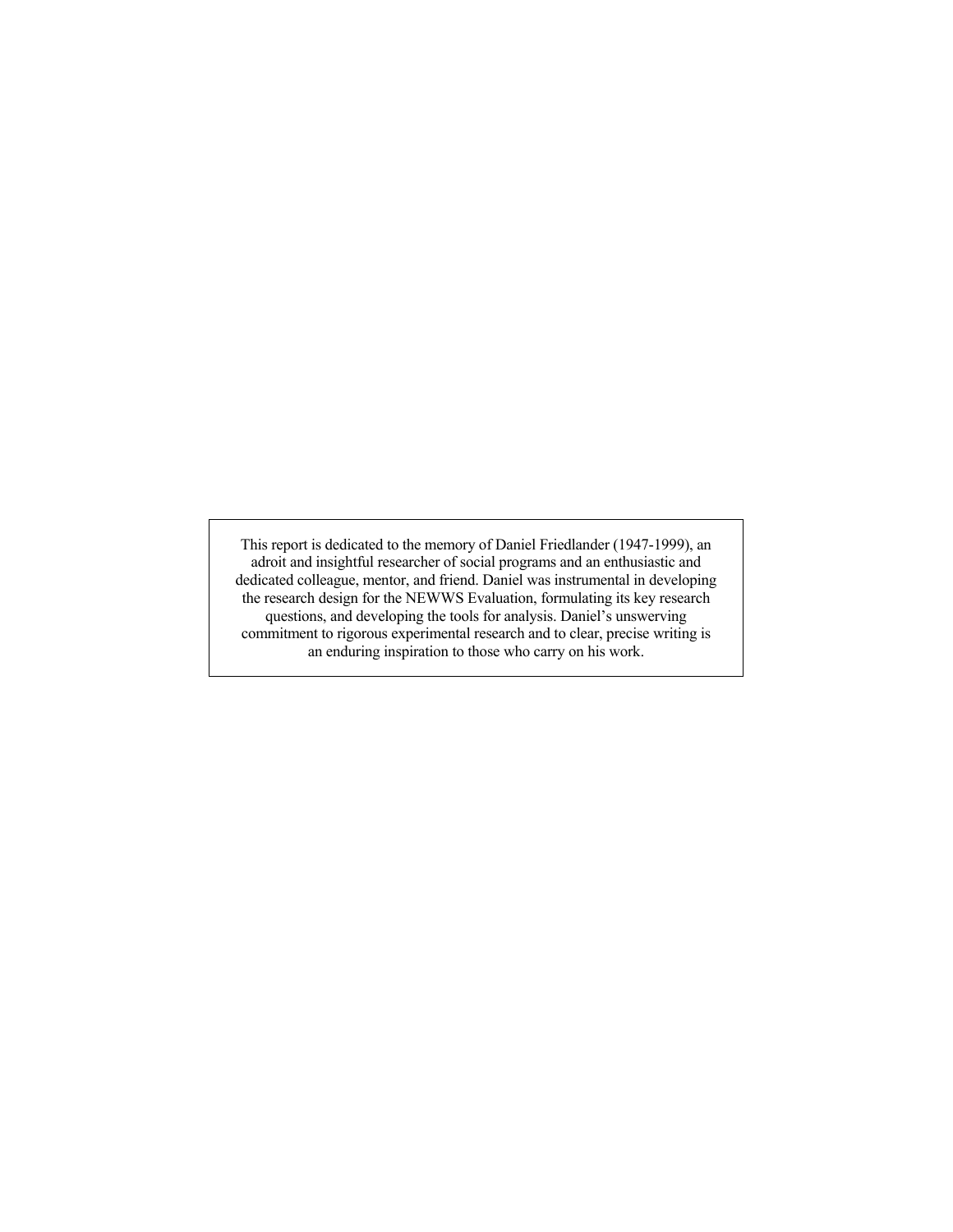This report is dedicated to the memory of Daniel Friedlander (1947-1999), an adroit and insightful researcher of social programs and an enthusiastic and dedicated colleague, mentor, and friend. Daniel was instrumental in developing the research design for the NEWWS Evaluation, formulating its key research questions, and developing the tools for analysis. Daniel's unswerving commitment to rigorous experimental research and to clear, precise writing is an enduring inspiration to those who carry on his work.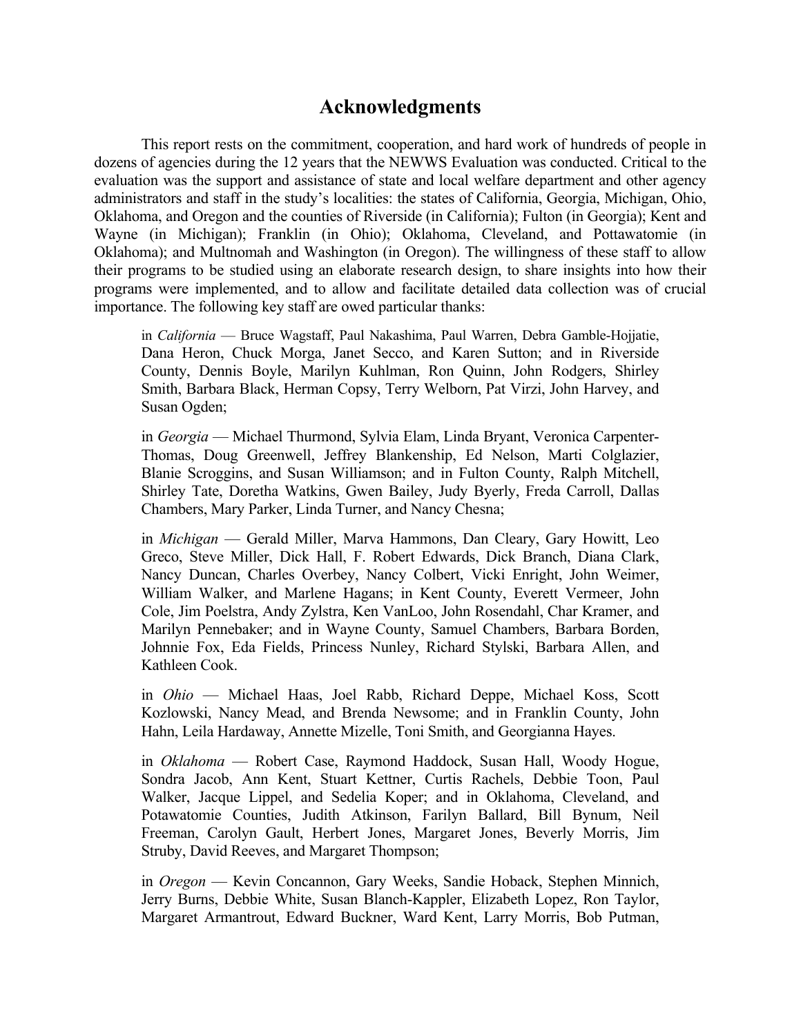# Acknowledgments

This report rests on the commitment, cooperation, and hard work of hundreds of people in dozens of agencies during the 12 years that the NEWWS Evaluation was conducted. Critical to the evaluation was the support and assistance of state and local welfare department and other agency administrators and staff in the study's localities: the states of California, Georgia, Michigan, Ohio, Oklahoma, and Oregon and the counties of Riverside (in California); Fulton (in Georgia); Kent and Wayne (in Michigan); Franklin (in Ohio); Oklahoma, Cleveland, and Pottawatomie (in Oklahoma); and Multnomah and Washington (in Oregon). The willingness of these staff to allow their programs to be studied using an elaborate research design, to share insights into how their programs were implemented, and to allow and facilitate detailed data collection was of crucial importance. The following key staff are owed particular thanks:

> in *California* — Bruce Wagstaff, Paul Nakashima, Paul Warren, Debra Gamble-Hojjatie, Dana Heron, Chuck Morga, Janet Secco, and Karen Sutton; and in Riverside County, Dennis Boyle, Marilyn Kuhlman, Ron Quinn, John Rodgers, Shirley Smith, Barbara Black, Herman Copsy, Terry Welborn, Pat Virzi, John Harvey, and Susan Ogden;
>
> in *Georgia* — Michael Thurmond, Sylvia Elam, Linda Bryant, Veronica Carpenter-Thomas, Doug Greenwell, Jeffrey Blankenship, Ed Nelson, Marti Colglazier, Blanie Scroggins, and Susan Williamson; and in Fulton County, Ralph Mitchell, Shirley Tate, Doretha Watkins, Gwen Bailey, Judy Byerly, Freda Carroll, Dallas Chambers, Mary Parker, Linda Turner, and Nancy Chesna;
>
> in *Michigan* — Gerald Miller, Marva Hammons, Dan Cleary, Gary Howitt, Leo Greco, Steve Miller, Dick Hall, F. Robert Edwards, Dick Branch, Diana Clark, Nancy Duncan, Charles Overbey, Nancy Colbert, Vicki Enright, John Weimer, William Walker, and Marlene Hagans; in Kent County, Everett Vermeer, John Cole, Jim Poelstra, Andy Zylstra, Ken VanLoo, John Rosendahl, Char Kramer, and Marilyn Pennebaker; and in Wayne County, Samuel Chambers, Barbara Borden, Johnnie Fox, Eda Fields, Princess Nunley, Richard Stylski, Barbara Allen, and Kathleen Cook.
>
> in *Ohio* — Michael Haas, Joel Rabb, Richard Deppe, Michael Koss, Scott Kozlowski, Nancy Mead, and Brenda Newsome; and in Franklin County, John Hahn, Leila Hardaway, Annette Mizelle, Toni Smith, and Georgianna Hayes.
>
> in *Oklahoma* — Robert Case, Raymond Haddock, Susan Hall, Woody Hogue, Sondra Jacob, Ann Kent, Stuart Kettner, Curtis Rachels, Debbie Toon, Paul Walker, Jacque Lippel, and Sedelia Koper; and in Oklahoma, Cleveland, and Potawatomie Counties, Judith Atkinson, Farilyn Ballard, Bill Bynum, Neil Freeman, Carolyn Gault, Herbert Jones, Margaret Jones, Beverly Morris, Jim Struby, David Reeves, and Margaret Thompson;
>
> in *Oregon* — Kevin Concannon, Gary Weeks, Sandie Hoback, Stephen Minnich, Jerry Burns, Debbie White, Susan Blanch-Kappler, Elizabeth Lopez, Ron Taylor, Margaret Armantrout, Edward Buckner, Ward Kent, Larry Morris, Bob Putman,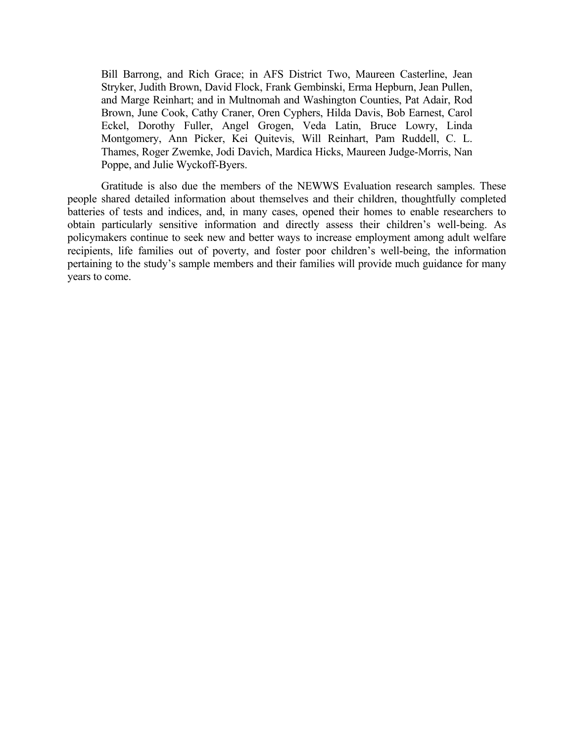Bill Barrong, and Rich Grace; in AFS District Two, Maureen Casterline, Jean Stryker, Judith Brown, David Flock, Frank Gembinski, Erma Hepburn, Jean Pullen, and Marge Reinhart; and in Multnomah and Washington Counties, Pat Adair, Rod Brown, June Cook, Cathy Craner, Oren Cyphers, Hilda Davis, Bob Earnest, Carol Eckel, Dorothy Fuller, Angel Grogen, Veda Latin, Bruce Lowry, Linda Montgomery, Ann Picker, Kei Quitevis, Will Reinhart, Pam Ruddell, C. L. Thames, Roger Zwemke, Jodi Davich, Mardica Hicks, Maureen Judge-Morris, Nan Poppe, and Julie Wyckoff-Byers.

Gratitude is also due the members of the NEWWS Evaluation research samples. These people shared detailed information about themselves and their children, thoughtfully completed batteries of tests and indices, and, in many cases, opened their homes to enable researchers to obtain particularly sensitive information and directly assess their children's well-being. As policymakers continue to seek new and better ways to increase employment among adult welfare recipients, life families out of poverty, and foster poor children's well-being, the information pertaining to the study's sample members and their families will provide much guidance for many years to come.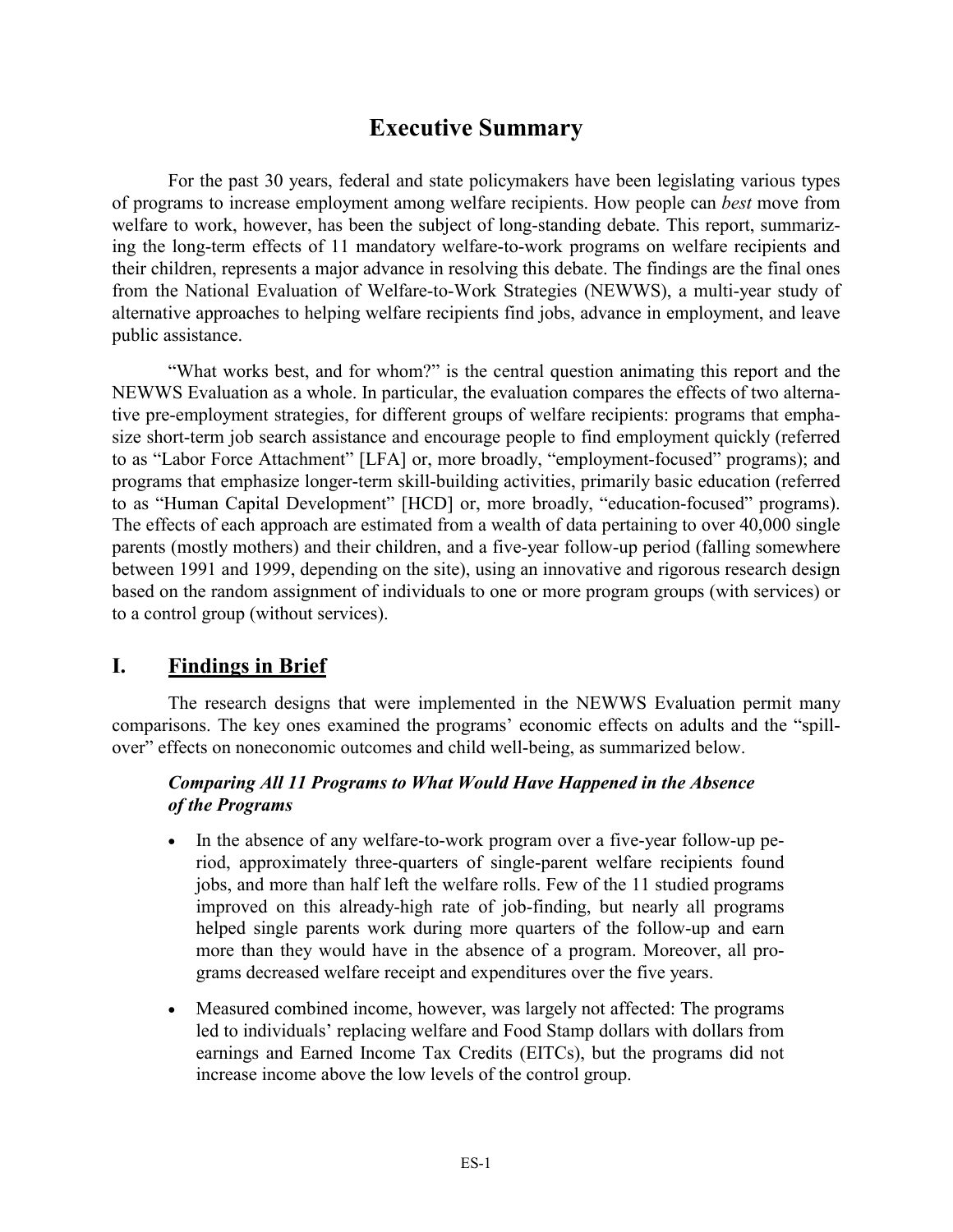# Executive Summary

For the past 30 years, federal and state policymakers have been legislating various types of programs to increase employment among welfare recipients. How people can *best* move from welfare to work, however, has been the subject of long-standing debate. This report, summarizing the long-term effects of 11 mandatory welfare-to-work programs on welfare recipients and their children, represents a major advance in resolving this debate. The findings are the final ones from the National Evaluation of Welfare-to-Work Strategies (NEWWS), a multi-year study of alternative approaches to helping welfare recipients find jobs, advance in employment, and leave public assistance.

"What works best, and for whom?" is the central question animating this report and the NEWWS Evaluation as a whole. In particular, the evaluation compares the effects of two alternative pre-employment strategies, for different groups of welfare recipients: programs that emphasize short-term job search assistance and encourage people to find employment quickly (referred to as "Labor Force Attachment" [LFA] or, more broadly, "employment-focused" programs); and programs that emphasize longer-term skill-building activities, primarily basic education (referred to as "Human Capital Development" [HCD] or, more broadly, "education-focused" programs). The effects of each approach are estimated from a wealth of data pertaining to over 40,000 single parents (mostly mothers) and their children, and a five-year follow-up period (falling somewhere between 1991 and 1999, depending on the site), using an innovative and rigorous research design based on the random assignment of individuals to one or more program groups (with services) or to a control group (without services).

## I. Findings in Brief

The research designs that were implemented in the NEWWS Evaluation permit many comparisons. The key ones examined the programs' economic effects on adults and the "spillover" effects on noneconomic outcomes and child well-being, as summarized below.

### *Comparing All 11 Programs to What Would Have Happened in the Absence of the Programs*

- In the absence of any welfare-to-work program over a five-year follow-up period, approximately three-quarters of single-parent welfare recipients found jobs, and more than half left the welfare rolls. Few of the 11 studied programs improved on this already-high rate of job-finding, but nearly all programs helped single parents work during more quarters of the follow-up and earn more than they would have in the absence of a program. Moreover, all programs decreased welfare receipt and expenditures over the five years.
- Measured combined income, however, was largely not affected: The programs led to individuals' replacing welfare and Food Stamp dollars with dollars from earnings and Earned Income Tax Credits (EITCs), but the programs did not increase income above the low levels of the control group.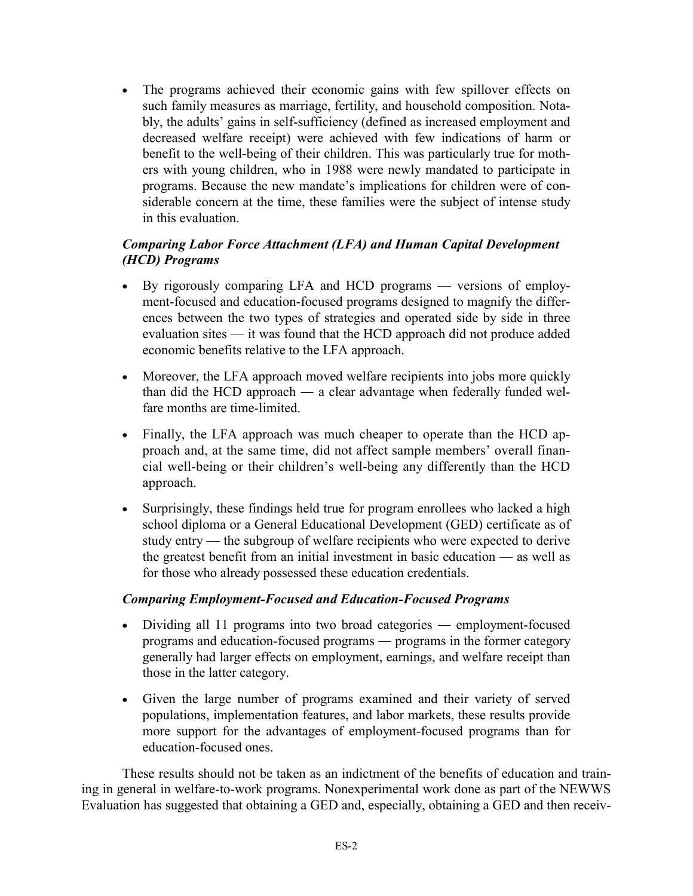- The programs achieved their economic gains with few spillover effects on such family measures as marriage, fertility, and household composition. Notably, the adults' gains in self-sufficiency (defined as increased employment and decreased welfare receipt) were achieved with few indications of harm or benefit to the well-being of their children. This was particularly true for mothers with young children, who in 1988 were newly mandated to participate in programs. Because the new mandate's implications for children were of considerable concern at the time, these families were the subject of intense study in this evaluation.

### *Comparing Labor Force Attachment (LFA) and Human Capital Development (HCD) Programs*

- By rigorously comparing LFA and HCD programs — versions of employment-focused and education-focused programs designed to magnify the differences between the two types of strategies and operated side by side in three evaluation sites — it was found that the HCD approach did not produce added economic benefits relative to the LFA approach.
- Moreover, the LFA approach moved welfare recipients into jobs more quickly than did the HCD approach ― a clear advantage when federally funded welfare months are time-limited.
- Finally, the LFA approach was much cheaper to operate than the HCD approach and, at the same time, did not affect sample members' overall financial well-being or their children's well-being any differently than the HCD approach.
- Surprisingly, these findings held true for program enrollees who lacked a high school diploma or a General Educational Development (GED) certificate as of study entry — the subgroup of welfare recipients who were expected to derive the greatest benefit from an initial investment in basic education — as well as for those who already possessed these education credentials.

### *Comparing Employment-Focused and Education-Focused Programs*

- Dividing all 11 programs into two broad categories ― employment-focused programs and education-focused programs ― programs in the former category generally had larger effects on employment, earnings, and welfare receipt than those in the latter category.
- Given the large number of programs examined and their variety of served populations, implementation features, and labor markets, these results provide more support for the advantages of employment-focused programs than for education-focused ones.

These results should not be taken as an indictment of the benefits of education and training in general in welfare-to-work programs. Nonexperimental work done as part of the NEWWS Evaluation has suggested that obtaining a GED and, especially, obtaining a GED and then receiv-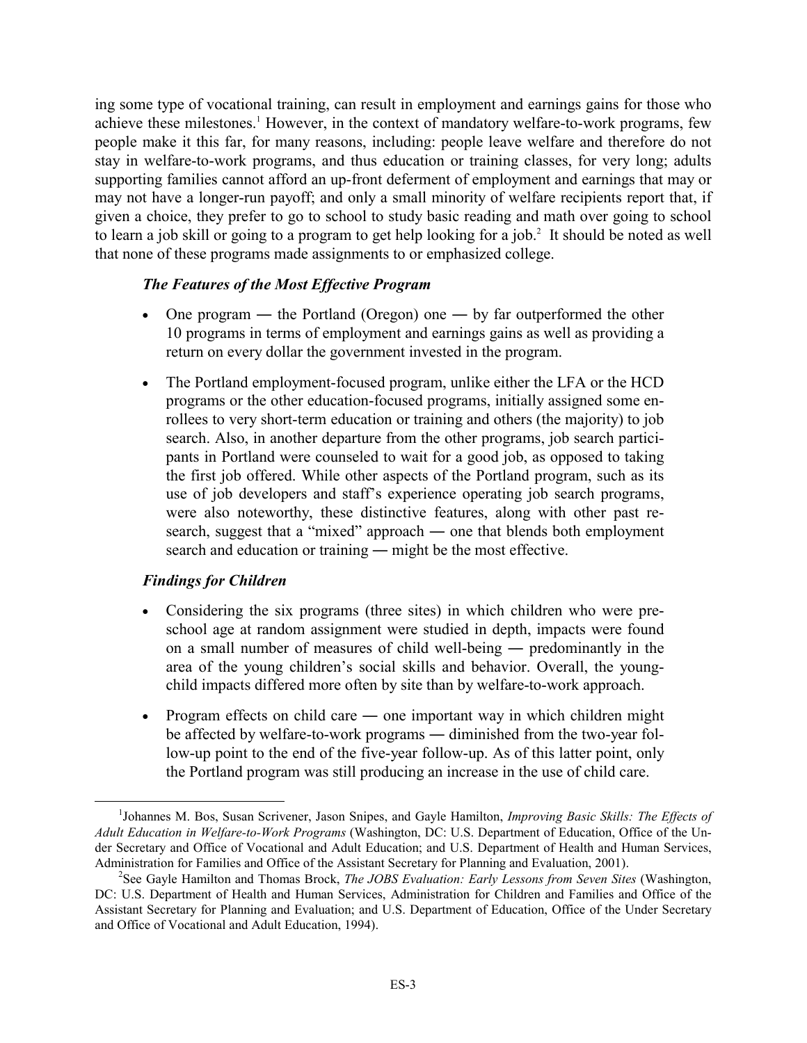ing some type of vocational training, can result in employment and earnings gains for those who achieve these milestones.[1] However, in the context of mandatory welfare-to-work programs, few people make it this far, for many reasons, including: people leave welfare and therefore do not stay in welfare-to-work programs, and thus education or training classes, for very long; adults supporting families cannot afford an up-front deferment of employment and earnings that may or may not have a longer-run payoff; and only a small minority of welfare recipients report that, if given a choice, they prefer to go to school to study basic reading and math over going to school to learn a job skill or going to a program to get help looking for a job.[2] It should be noted as well that none of these programs made assignments to or emphasized college.

### *The Features of the Most Effective Program*

- One program — the Portland (Oregon) one — by far outperformed the other 10 programs in terms of employment and earnings gains as well as providing a return on every dollar the government invested in the program.
- The Portland employment-focused program, unlike either the LFA or the HCD programs or the other education-focused programs, initially assigned some enrollees to very short-term education or training and others (the majority) to job search. Also, in another departure from the other programs, job search participants in Portland were counseled to wait for a good job, as opposed to taking the first job offered. While other aspects of the Portland program, such as its use of job developers and staff's experience operating job search programs, were also noteworthy, these distinctive features, along with other past research, suggest that a "mixed" approach — one that blends both employment search and education or training — might be the most effective.

### *Findings for Children*

- Considering the six programs (three sites) in which children who were preschool age at random assignment were studied in depth, impacts were found on a small number of measures of child well-being — predominantly in the area of the young children's social skills and behavior. Overall, the young-child impacts differed more often by site than by welfare-to-work approach.
- Program effects on child care — one important way in which children might be affected by welfare-to-work programs — diminished from the two-year follow-up point to the end of the five-year follow-up. As of this latter point, only the Portland program was still producing an increase in the use of child care.

---

[1] Johannes M. Bos, Susan Scrivener, Jason Snipes, and Gayle Hamilton, *Improving Basic Skills: The Effects of Adult Education in Welfare-to-Work Programs* (Washington, DC: U.S. Department of Education, Office of the Under Secretary and Office of Vocational and Adult Education; and U.S. Department of Health and Human Services, Administration for Families and Office of the Assistant Secretary for Planning and Evaluation, 2001).

[2] See Gayle Hamilton and Thomas Brock, *The JOBS Evaluation: Early Lessons from Seven Sites* (Washington, DC: U.S. Department of Health and Human Services, Administration for Children and Families and Office of the Assistant Secretary for Planning and Evaluation; and U.S. Department of Education, Office of the Under Secretary and Office of Vocational and Adult Education, 1994).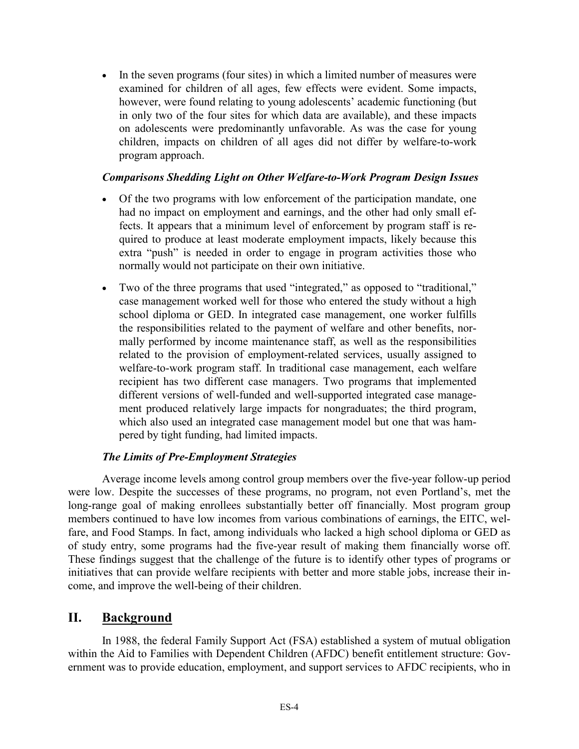- In the seven programs (four sites) in which a limited number of measures were examined for children of all ages, few effects were evident. Some impacts, however, were found relating to young adolescents' academic functioning (but in only two of the four sites for which data are available), and these impacts on adolescents were predominantly unfavorable. As was the case for young children, impacts on children of all ages did not differ by welfare-to-work program approach.

#### *Comparisons Shedding Light on Other Welfare-to-Work Program Design Issues*

- Of the two programs with low enforcement of the participation mandate, one had no impact on employment and earnings, and the other had only small effects. It appears that a minimum level of enforcement by program staff is required to produce at least moderate employment impacts, likely because this extra "push" is needed in order to engage in program activities those who normally would not participate on their own initiative.

- Two of the three programs that used "integrated," as opposed to "traditional," case management worked well for those who entered the study without a high school diploma or GED. In integrated case management, one worker fulfills the responsibilities related to the payment of welfare and other benefits, normally performed by income maintenance staff, as well as the responsibilities related to the provision of employment-related services, usually assigned to welfare-to-work program staff. In traditional case management, each welfare recipient has two different case managers. Two programs that implemented different versions of well-funded and well-supported integrated case management produced relatively large impacts for nongraduates; the third program, which also used an integrated case management model but one that was hampered by tight funding, had limited impacts.

#### *The Limits of Pre-Employment Strategies*

Average income levels among control group members over the five-year follow-up period were low. Despite the successes of these programs, no program, not even Portland's, met the long-range goal of making enrollees substantially better off financially. Most program group members continued to have low incomes from various combinations of earnings, the EITC, welfare, and Food Stamps. In fact, among individuals who lacked a high school diploma or GED as of study entry, some programs had the five-year result of making them financially worse off. These findings suggest that the challenge of the future is to identify other types of programs or initiatives that can provide welfare recipients with better and more stable jobs, increase their income, and improve the well-being of their children.

## II. Background

In 1988, the federal Family Support Act (FSA) established a system of mutual obligation within the Aid to Families with Dependent Children (AFDC) benefit entitlement structure: Government was to provide education, employment, and support services to AFDC recipients, who in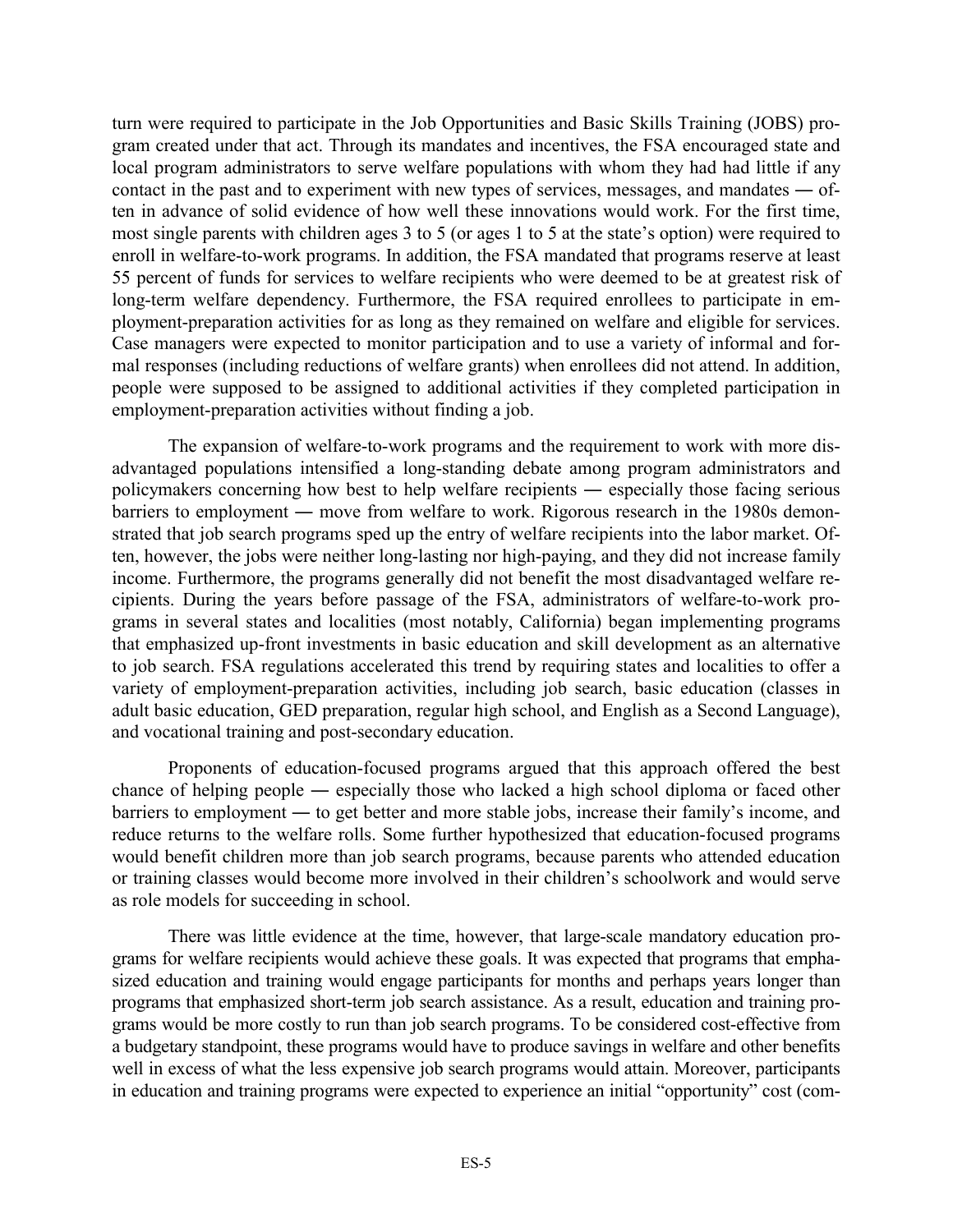turn were required to participate in the Job Opportunities and Basic Skills Training (JOBS) program created under that act. Through its mandates and incentives, the FSA encouraged state and local program administrators to serve welfare populations with whom they had had little if any contact in the past and to experiment with new types of services, messages, and mandates — often in advance of solid evidence of how well these innovations would work. For the first time, most single parents with children ages 3 to 5 (or ages 1 to 5 at the state's option) were required to enroll in welfare-to-work programs. In addition, the FSA mandated that programs reserve at least 55 percent of funds for services to welfare recipients who were deemed to be at greatest risk of long-term welfare dependency. Furthermore, the FSA required enrollees to participate in employment-preparation activities for as long as they remained on welfare and eligible for services. Case managers were expected to monitor participation and to use a variety of informal and formal responses (including reductions of welfare grants) when enrollees did not attend. In addition, people were supposed to be assigned to additional activities if they completed participation in employment-preparation activities without finding a job.

The expansion of welfare-to-work programs and the requirement to work with more disadvantaged populations intensified a long-standing debate among program administrators and policymakers concerning how best to help welfare recipients — especially those facing serious barriers to employment — move from welfare to work. Rigorous research in the 1980s demonstrated that job search programs sped up the entry of welfare recipients into the labor market. Often, however, the jobs were neither long-lasting nor high-paying, and they did not increase family income. Furthermore, the programs generally did not benefit the most disadvantaged welfare recipients. During the years before passage of the FSA, administrators of welfare-to-work programs in several states and localities (most notably, California) began implementing programs that emphasized up-front investments in basic education and skill development as an alternative to job search. FSA regulations accelerated this trend by requiring states and localities to offer a variety of employment-preparation activities, including job search, basic education (classes in adult basic education, GED preparation, regular high school, and English as a Second Language), and vocational training and post-secondary education.

Proponents of education-focused programs argued that this approach offered the best chance of helping people — especially those who lacked a high school diploma or faced other barriers to employment — to get better and more stable jobs, increase their family's income, and reduce returns to the welfare rolls. Some further hypothesized that education-focused programs would benefit children more than job search programs, because parents who attended education or training classes would become more involved in their children's schoolwork and would serve as role models for succeeding in school.

There was little evidence at the time, however, that large-scale mandatory education programs for welfare recipients would achieve these goals. It was expected that programs that emphasized education and training would engage participants for months and perhaps years longer than programs that emphasized short-term job search assistance. As a result, education and training programs would be more costly to run than job search programs. To be considered cost-effective from a budgetary standpoint, these programs would have to produce savings in welfare and other benefits well in excess of what the less expensive job search programs would attain. Moreover, participants in education and training programs were expected to experience an initial "opportunity" cost (com-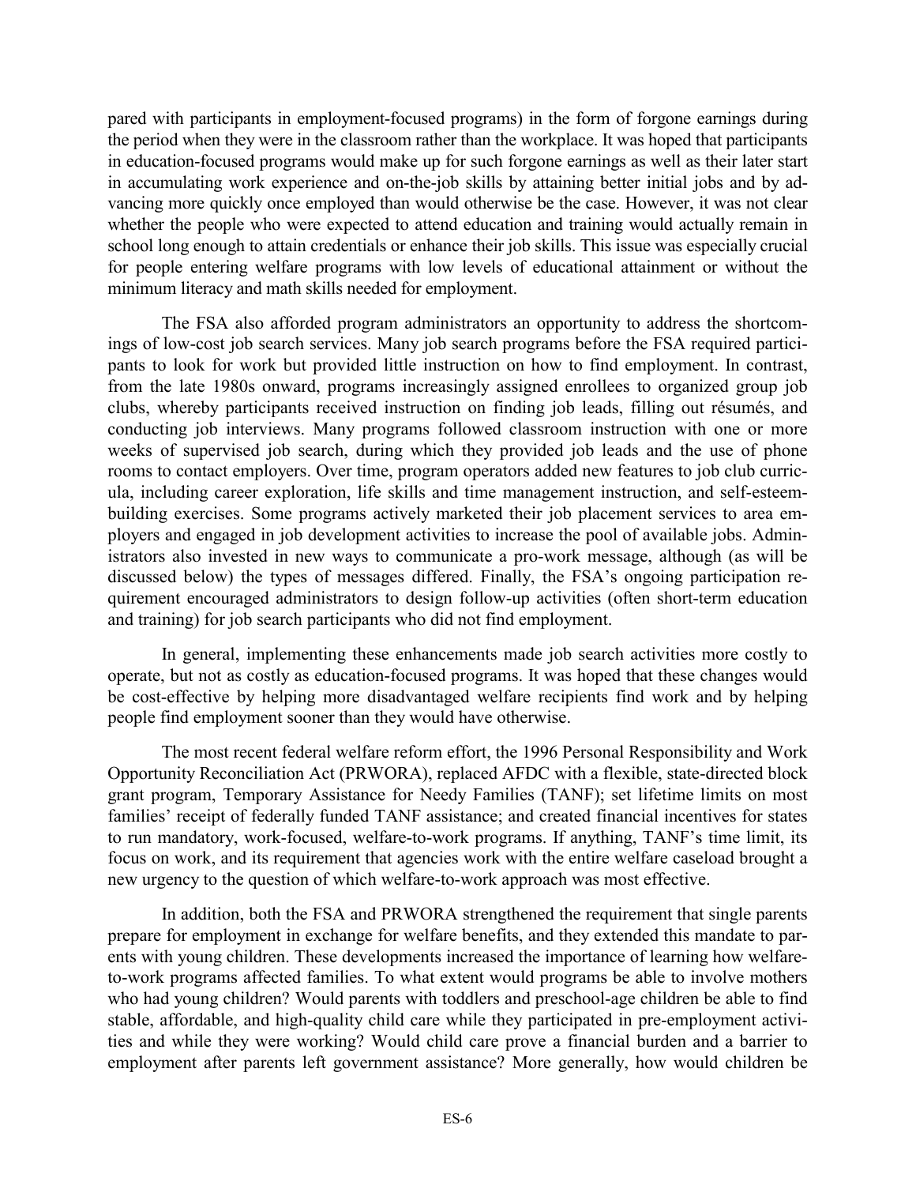pared with participants in employment-focused programs) in the form of forgone earnings during the period when they were in the classroom rather than the workplace. It was hoped that participants in education-focused programs would make up for such forgone earnings as well as their later start in accumulating work experience and on-the-job skills by attaining better initial jobs and by advancing more quickly once employed than would otherwise be the case. However, it was not clear whether the people who were expected to attend education and training would actually remain in school long enough to attain credentials or enhance their job skills. This issue was especially crucial for people entering welfare programs with low levels of educational attainment or without the minimum literacy and math skills needed for employment.

The FSA also afforded program administrators an opportunity to address the shortcomings of low-cost job search services. Many job search programs before the FSA required participants to look for work but provided little instruction on how to find employment. In contrast, from the late 1980s onward, programs increasingly assigned enrollees to organized group job clubs, whereby participants received instruction on finding job leads, filling out résumés, and conducting job interviews. Many programs followed classroom instruction with one or more weeks of supervised job search, during which they provided job leads and the use of phone rooms to contact employers. Over time, program operators added new features to job club curricula, including career exploration, life skills and time management instruction, and self-esteem-building exercises. Some programs actively marketed their job placement services to area employers and engaged in job development activities to increase the pool of available jobs. Administrators also invested in new ways to communicate a pro-work message, although (as will be discussed below) the types of messages differed. Finally, the FSA's ongoing participation requirement encouraged administrators to design follow-up activities (often short-term education and training) for job search participants who did not find employment.

In general, implementing these enhancements made job search activities more costly to operate, but not as costly as education-focused programs. It was hoped that these changes would be cost-effective by helping more disadvantaged welfare recipients find work and by helping people find employment sooner than they would have otherwise.

The most recent federal welfare reform effort, the 1996 Personal Responsibility and Work Opportunity Reconciliation Act (PRWORA), replaced AFDC with a flexible, state-directed block grant program, Temporary Assistance for Needy Families (TANF); set lifetime limits on most families' receipt of federally funded TANF assistance; and created financial incentives for states to run mandatory, work-focused, welfare-to-work programs. If anything, TANF's time limit, its focus on work, and its requirement that agencies work with the entire welfare caseload brought a new urgency to the question of which welfare-to-work approach was most effective.

In addition, both the FSA and PRWORA strengthened the requirement that single parents prepare for employment in exchange for welfare benefits, and they extended this mandate to parents with young children. These developments increased the importance of learning how welfare-to-work programs affected families. To what extent would programs be able to involve mothers who had young children? Would parents with toddlers and preschool-age children be able to find stable, affordable, and high-quality child care while they participated in pre-employment activities and while they were working? Would child care prove a financial burden and a barrier to employment after parents left government assistance? More generally, how would children be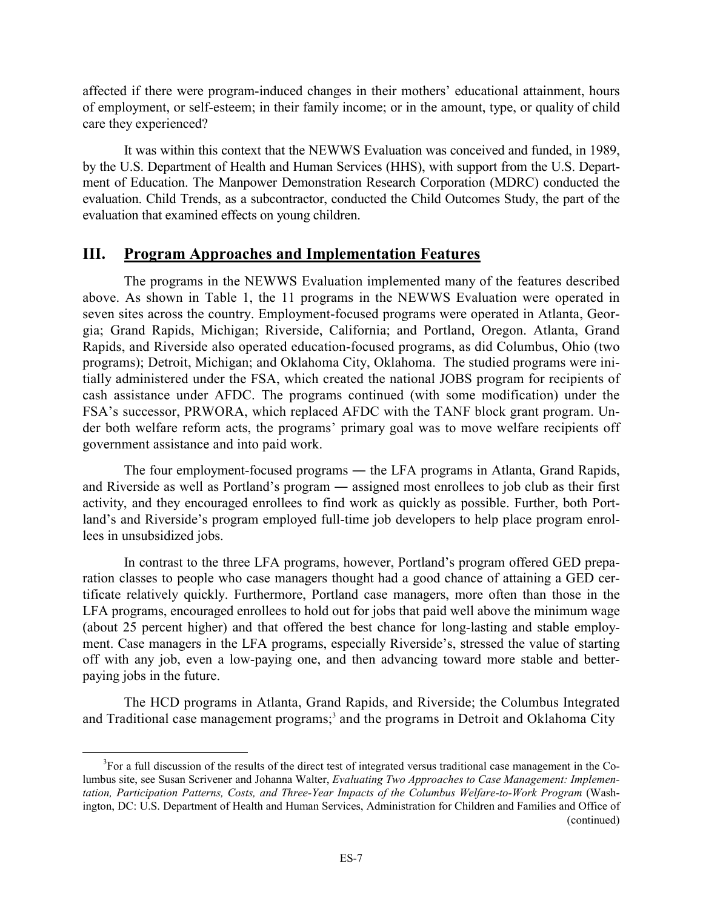affected if there were program-induced changes in their mothers' educational attainment, hours of employment, or self-esteem; in their family income; or in the amount, type, or quality of child care they experienced?

It was within this context that the NEWWS Evaluation was conceived and funded, in 1989, by the U.S. Department of Health and Human Services (HHS), with support from the U.S. Department of Education. The Manpower Demonstration Research Corporation (MDRC) conducted the evaluation. Child Trends, as a subcontractor, conducted the Child Outcomes Study, the part of the evaluation that examined effects on young children.

## III. Program Approaches and Implementation Features

The programs in the NEWWS Evaluation implemented many of the features described above. As shown in Table 1, the 11 programs in the NEWWS Evaluation were operated in seven sites across the country. Employment-focused programs were operated in Atlanta, Georgia; Grand Rapids, Michigan; Riverside, California; and Portland, Oregon. Atlanta, Grand Rapids, and Riverside also operated education-focused programs, as did Columbus, Ohio (two programs); Detroit, Michigan; and Oklahoma City, Oklahoma. The studied programs were initially administered under the FSA, which created the national JOBS program for recipients of cash assistance under AFDC. The programs continued (with some modification) under the FSA's successor, PRWORA, which replaced AFDC with the TANF block grant program. Under both welfare reform acts, the programs' primary goal was to move welfare recipients off government assistance and into paid work.

The four employment-focused programs — the LFA programs in Atlanta, Grand Rapids, and Riverside as well as Portland's program — assigned most enrollees to job club as their first activity, and they encouraged enrollees to find work as quickly as possible. Further, both Portland's and Riverside's program employed full-time job developers to help place program enrollees in unsubsidized jobs.

In contrast to the three LFA programs, however, Portland's program offered GED preparation classes to people who case managers thought had a good chance of attaining a GED certificate relatively quickly. Furthermore, Portland case managers, more often than those in the LFA programs, encouraged enrollees to hold out for jobs that paid well above the minimum wage (about 25 percent higher) and that offered the best chance for long-lasting and stable employment. Case managers in the LFA programs, especially Riverside's, stressed the value of starting off with any job, even a low-paying one, and then advancing toward more stable and better-paying jobs in the future.

The HCD programs in Atlanta, Grand Rapids, and Riverside; the Columbus Integrated and Traditional case management programs;[3] and the programs in Detroit and Oklahoma City

[3]For a full discussion of the results of the direct test of integrated versus traditional case management in the Columbus site, see Susan Scrivener and Johanna Walter, *Evaluating Two Approaches to Case Management: Implementation, Participation Patterns, Costs, and Three-Year Impacts of the Columbus Welfare-to-Work Program* (Washington, DC: U.S. Department of Health and Human Services, Administration for Children and Families and Office of (continued)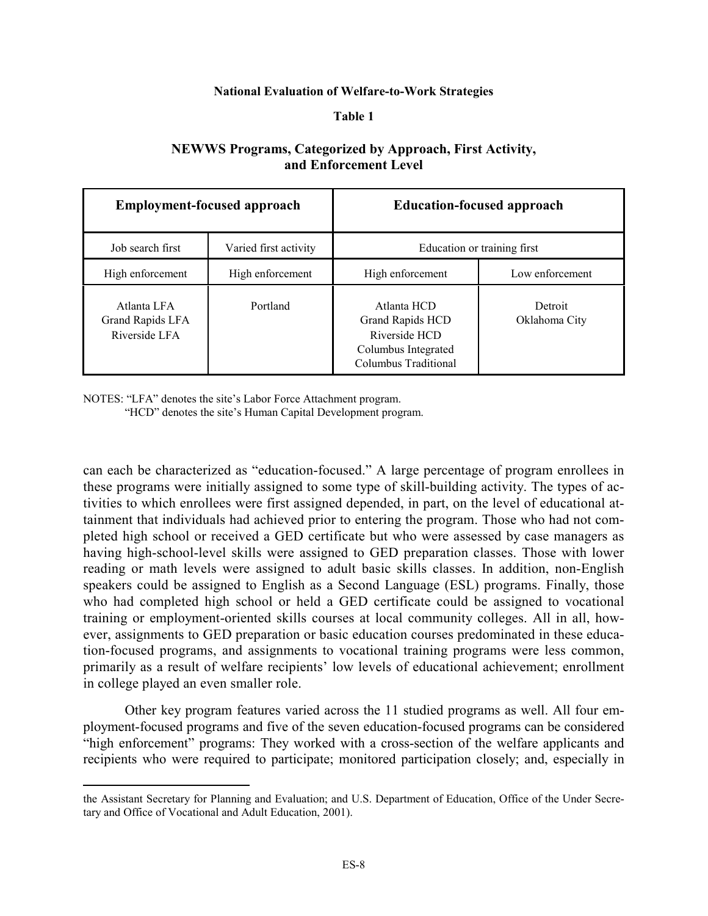**National Evaluation of Welfare-to-Work Strategies**

**Table 1**

**NEWWS Programs, Categorized by Approach, First Activity, and Enforcement Level**

| **Employment-focused approach** | | **Education-focused approach** | |
|---|---|---|---|
| Job search first | Varied first activity | Education or training first | |
| High enforcement | High enforcement | High enforcement | Low enforcement |
| Atlanta LFA<br>Grand Rapids LFA<br>Riverside LFA | Portland | Atlanta HCD<br>Grand Rapids HCD<br>Riverside HCD<br>Columbus Integrated<br>Columbus Traditional | Detroit<br>Oklahoma City |

NOTES: "LFA" denotes the site's Labor Force Attachment program.
"HCD" denotes the site's Human Capital Development program.

can each be characterized as "education-focused." A large percentage of program enrollees in these programs were initially assigned to some type of skill-building activity. The types of activities to which enrollees were first assigned depended, in part, on the level of educational attainment that individuals had achieved prior to entering the program. Those who had not completed high school or received a GED certificate but who were assessed by case managers as having high-school-level skills were assigned to GED preparation classes. Those with lower reading or math levels were assigned to adult basic skills classes. In addition, non-English speakers could be assigned to English as a Second Language (ESL) programs. Finally, those who had completed high school or held a GED certificate could be assigned to vocational training or employment-oriented skills courses at local community colleges. All in all, however, assignments to GED preparation or basic education courses predominated in these education-focused programs, and assignments to vocational training programs were less common, primarily as a result of welfare recipients' low levels of educational achievement; enrollment in college played an even smaller role.

Other key program features varied across the 11 studied programs as well. All four employment-focused programs and five of the seven education-focused programs can be considered "high enforcement" programs: They worked with a cross-section of the welfare applicants and recipients who were required to participate; monitored participation closely; and, especially in

---

the Assistant Secretary for Planning and Evaluation; and U.S. Department of Education, Office of the Under Secretary and Office of Vocational and Adult Education, 2001).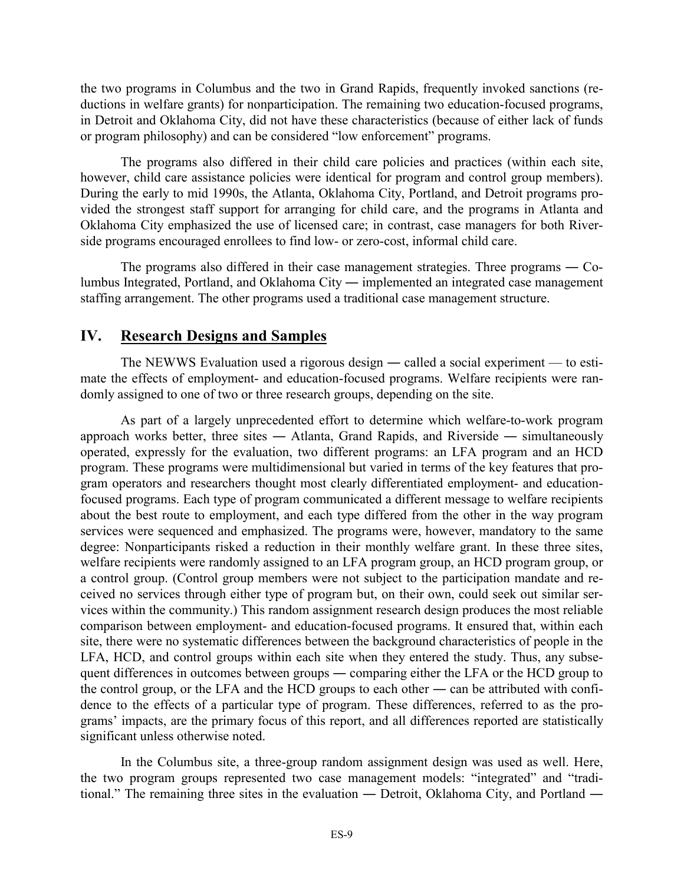the two programs in Columbus and the two in Grand Rapids, frequently invoked sanctions (reductions in welfare grants) for nonparticipation. The remaining two education-focused programs, in Detroit and Oklahoma City, did not have these characteristics (because of either lack of funds or program philosophy) and can be considered "low enforcement" programs.

The programs also differed in their child care policies and practices (within each site, however, child care assistance policies were identical for program and control group members). During the early to mid 1990s, the Atlanta, Oklahoma City, Portland, and Detroit programs provided the strongest staff support for arranging for child care, and the programs in Atlanta and Oklahoma City emphasized the use of licensed care; in contrast, case managers for both Riverside programs encouraged enrollees to find low- or zero-cost, informal child care.

The programs also differed in their case management strategies. Three programs ― Columbus Integrated, Portland, and Oklahoma City ― implemented an integrated case management staffing arrangement. The other programs used a traditional case management structure.

## IV. <u>Research Designs and Samples</u>

The NEWWS Evaluation used a rigorous design ― called a social experiment — to estimate the effects of employment- and education-focused programs. Welfare recipients were randomly assigned to one of two or three research groups, depending on the site.

As part of a largely unprecedented effort to determine which welfare-to-work program approach works better, three sites ― Atlanta, Grand Rapids, and Riverside ― simultaneously operated, expressly for the evaluation, two different programs: an LFA program and an HCD program. These programs were multidimensional but varied in terms of the key features that program operators and researchers thought most clearly differentiated employment- and education-focused programs. Each type of program communicated a different message to welfare recipients about the best route to employment, and each type differed from the other in the way program services were sequenced and emphasized. The programs were, however, mandatory to the same degree: Nonparticipants risked a reduction in their monthly welfare grant. In these three sites, welfare recipients were randomly assigned to an LFA program group, an HCD program group, or a control group. (Control group members were not subject to the participation mandate and received no services through either type of program but, on their own, could seek out similar services within the community.) This random assignment research design produces the most reliable comparison between employment- and education-focused programs. It ensured that, within each site, there were no systematic differences between the background characteristics of people in the LFA, HCD, and control groups within each site when they entered the study. Thus, any subsequent differences in outcomes between groups ― comparing either the LFA or the HCD group to the control group, or the LFA and the HCD groups to each other ― can be attributed with confidence to the effects of a particular type of program. These differences, referred to as the programs' impacts, are the primary focus of this report, and all differences reported are statistically significant unless otherwise noted.

In the Columbus site, a three-group random assignment design was used as well. Here, the two program groups represented two case management models: "integrated" and "traditional." The remaining three sites in the evaluation ― Detroit, Oklahoma City, and Portland ―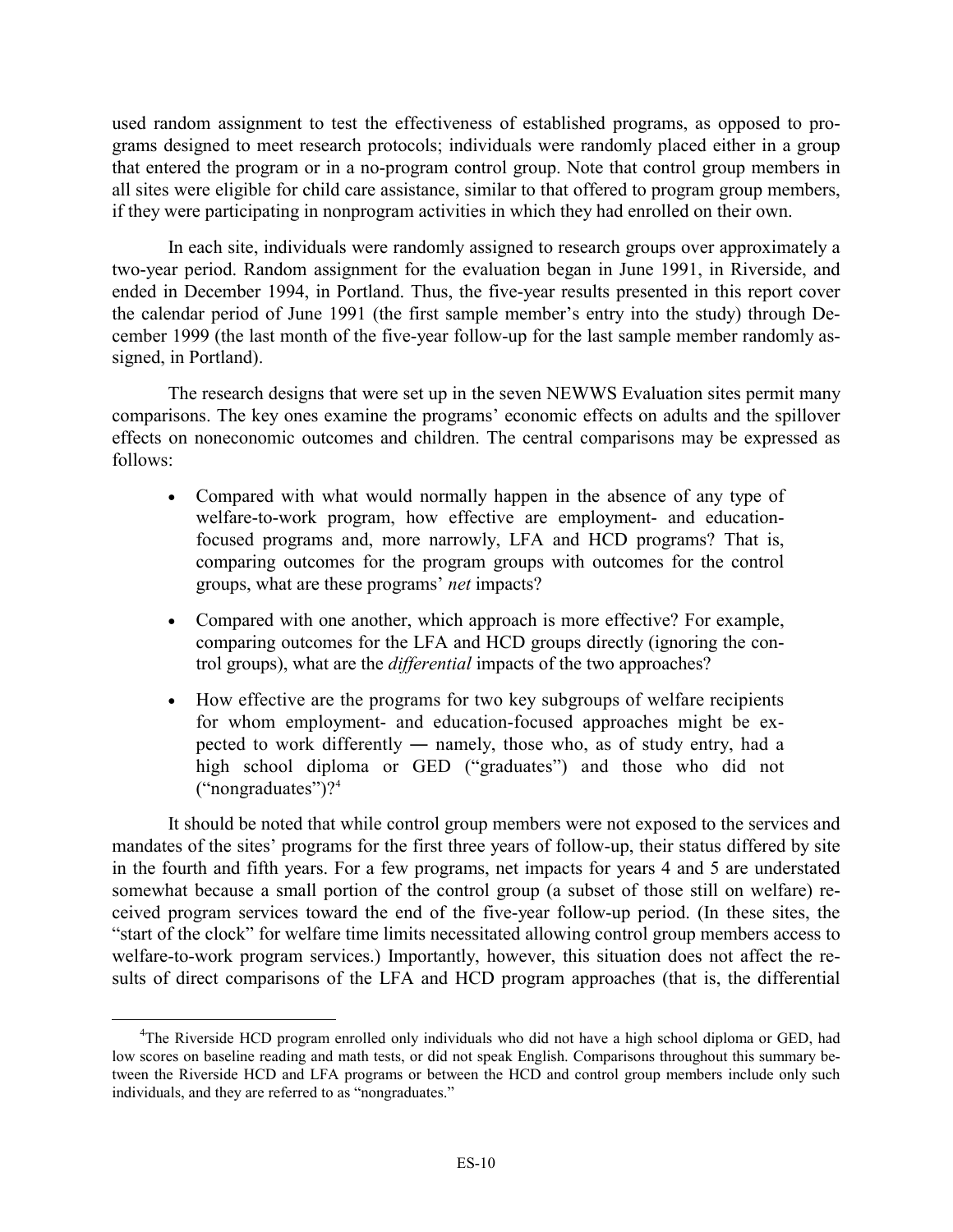used random assignment to test the effectiveness of established programs, as opposed to programs designed to meet research protocols; individuals were randomly placed either in a group that entered the program or in a no-program control group. Note that control group members in all sites were eligible for child care assistance, similar to that offered to program group members, if they were participating in nonprogram activities in which they had enrolled on their own.

In each site, individuals were randomly assigned to research groups over approximately a two-year period. Random assignment for the evaluation began in June 1991, in Riverside, and ended in December 1994, in Portland. Thus, the five-year results presented in this report cover the calendar period of June 1991 (the first sample member's entry into the study) through December 1999 (the last month of the five-year follow-up for the last sample member randomly assigned, in Portland).

The research designs that were set up in the seven NEWWS Evaluation sites permit many comparisons. The key ones examine the programs' economic effects on adults and the spillover effects on noneconomic outcomes and children. The central comparisons may be expressed as follows:

- Compared with what would normally happen in the absence of any type of welfare-to-work program, how effective are employment- and education-focused programs and, more narrowly, LFA and HCD programs? That is, comparing outcomes for the program groups with outcomes for the control groups, what are these programs' *net* impacts?
- Compared with one another, which approach is more effective? For example, comparing outcomes for the LFA and HCD groups directly (ignoring the control groups), what are the *differential* impacts of the two approaches?
- How effective are the programs for two key subgroups of welfare recipients for whom employment- and education-focused approaches might be expected to work differently ― namely, those who, as of study entry, had a high school diploma or GED ("graduates") and those who did not ("nongraduates")?[4]

It should be noted that while control group members were not exposed to the services and mandates of the sites' programs for the first three years of follow-up, their status differed by site in the fourth and fifth years. For a few programs, net impacts for years 4 and 5 are understated somewhat because a small portion of the control group (a subset of those still on welfare) received program services toward the end of the five-year follow-up period. (In these sites, the "start of the clock" for welfare time limits necessitated allowing control group members access to welfare-to-work program services.) Importantly, however, this situation does not affect the results of direct comparisons of the LFA and HCD program approaches (that is, the differential

[4]The Riverside HCD program enrolled only individuals who did not have a high school diploma or GED, had low scores on baseline reading and math tests, or did not speak English. Comparisons throughout this summary between the Riverside HCD and LFA programs or between the HCD and control group members include only such individuals, and they are referred to as "nongraduates."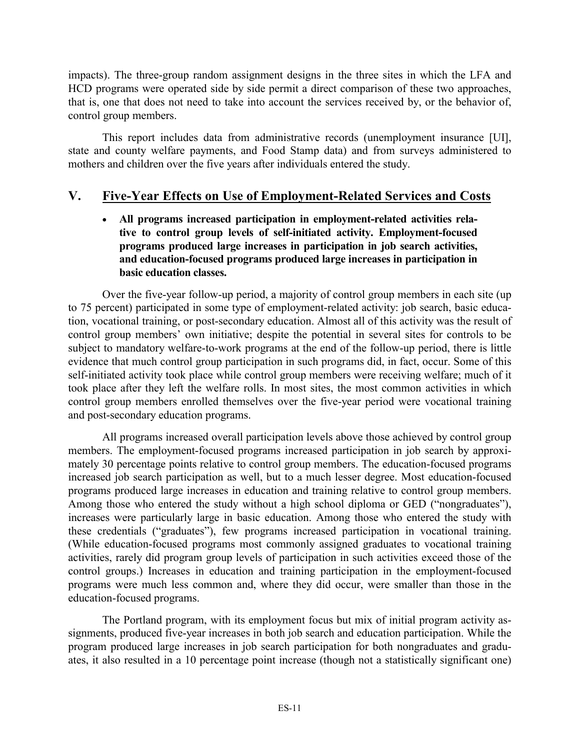impacts). The three-group random assignment designs in the three sites in which the LFA and HCD programs were operated side by side permit a direct comparison of these two approaches, that is, one that does not need to take into account the services received by, or the behavior of, control group members.

This report includes data from administrative records (unemployment insurance [UI], state and county welfare payments, and Food Stamp data) and from surveys administered to mothers and children over the five years after individuals entered the study.

## V. Five-Year Effects on Use of Employment-Related Services and Costs

- **All programs increased participation in employment-related activities relative to control group levels of self-initiated activity. Employment-focused programs produced large increases in participation in job search activities, and education-focused programs produced large increases in participation in basic education classes.**

Over the five-year follow-up period, a majority of control group members in each site (up to 75 percent) participated in some type of employment-related activity: job search, basic education, vocational training, or post-secondary education. Almost all of this activity was the result of control group members' own initiative; despite the potential in several sites for controls to be subject to mandatory welfare-to-work programs at the end of the follow-up period, there is little evidence that much control group participation in such programs did, in fact, occur. Some of this self-initiated activity took place while control group members were receiving welfare; much of it took place after they left the welfare rolls. In most sites, the most common activities in which control group members enrolled themselves over the five-year period were vocational training and post-secondary education programs.

All programs increased overall participation levels above those achieved by control group members. The employment-focused programs increased participation in job search by approximately 30 percentage points relative to control group members. The education-focused programs increased job search participation as well, but to a much lesser degree. Most education-focused programs produced large increases in education and training relative to control group members. Among those who entered the study without a high school diploma or GED ("nongraduates"), increases were particularly large in basic education. Among those who entered the study with these credentials ("graduates"), few programs increased participation in vocational training. (While education-focused programs most commonly assigned graduates to vocational training activities, rarely did program group levels of participation in such activities exceed those of the control groups.) Increases in education and training participation in the employment-focused programs were much less common and, where they did occur, were smaller than those in the education-focused programs.

The Portland program, with its employment focus but mix of initial program activity assignments, produced five-year increases in both job search and education participation. While the program produced large increases in job search participation for both nongraduates and graduates, it also resulted in a 10 percentage point increase (though not a statistically significant one)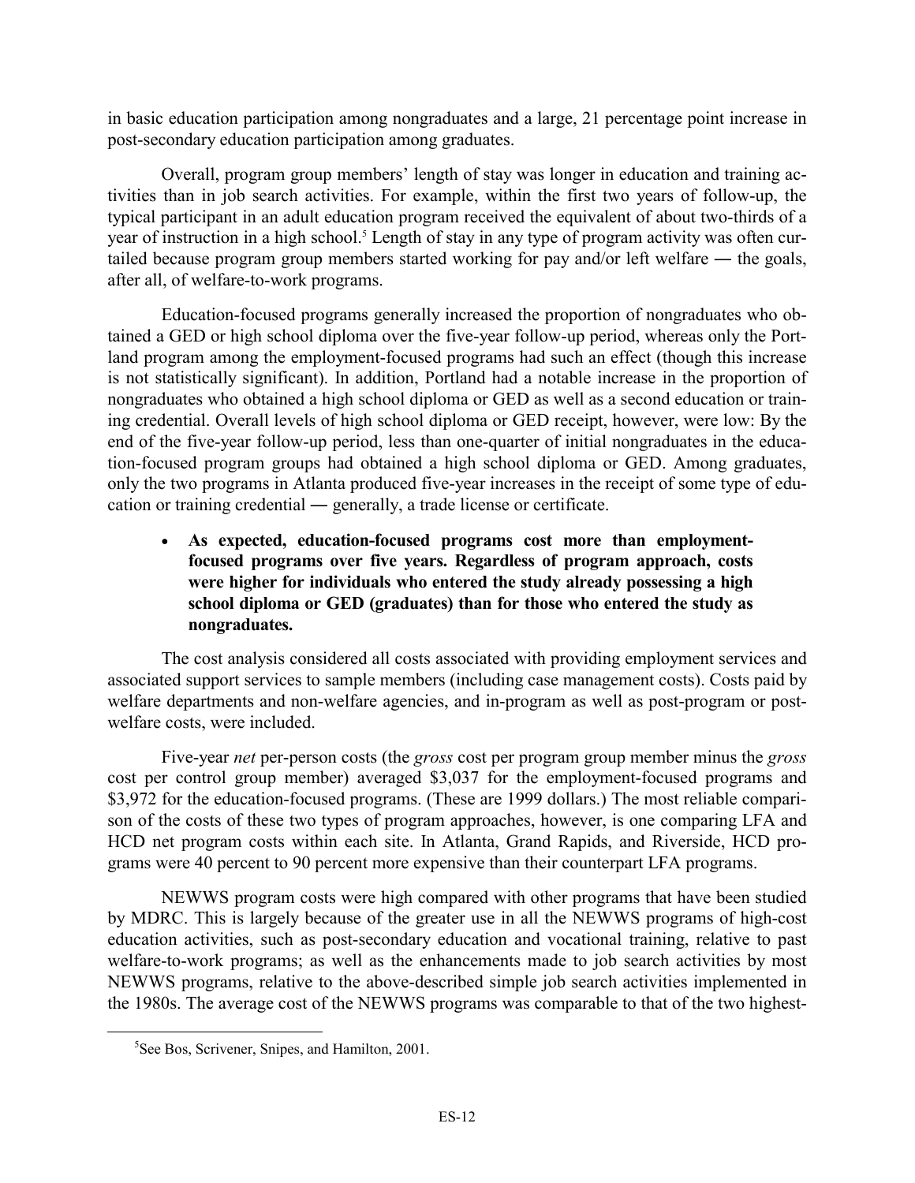in basic education participation among nongraduates and a large, 21 percentage point increase in post-secondary education participation among graduates.

Overall, program group members' length of stay was longer in education and training activities than in job search activities. For example, within the first two years of follow-up, the typical participant in an adult education program received the equivalent of about two-thirds of a year of instruction in a high school.[5] Length of stay in any type of program activity was often curtailed because program group members started working for pay and/or left welfare ― the goals, after all, of welfare-to-work programs.

Education-focused programs generally increased the proportion of nongraduates who obtained a GED or high school diploma over the five-year follow-up period, whereas only the Portland program among the employment-focused programs had such an effect (though this increase is not statistically significant). In addition, Portland had a notable increase in the proportion of nongraduates who obtained a high school diploma or GED as well as a second education or training credential. Overall levels of high school diploma or GED receipt, however, were low: By the end of the five-year follow-up period, less than one-quarter of initial nongraduates in the education-focused program groups had obtained a high school diploma or GED. Among graduates, only the two programs in Atlanta produced five-year increases in the receipt of some type of education or training credential ― generally, a trade license or certificate.

- **As expected, education-focused programs cost more than employment-focused programs over five years. Regardless of program approach, costs were higher for individuals who entered the study already possessing a high school diploma or GED (graduates) than for those who entered the study as nongraduates.**

The cost analysis considered all costs associated with providing employment services and associated support services to sample members (including case management costs). Costs paid by welfare departments and non-welfare agencies, and in-program as well as post-program or post-welfare costs, were included.

Five-year *net* per-person costs (the *gross* cost per program group member minus the *gross* cost per control group member) averaged $3,037 for the employment-focused programs and $3,972 for the education-focused programs. (These are 1999 dollars.) The most reliable comparison of the costs of these two types of program approaches, however, is one comparing LFA and HCD net program costs within each site. In Atlanta, Grand Rapids, and Riverside, HCD programs were 40 percent to 90 percent more expensive than their counterpart LFA programs.

NEWWS program costs were high compared with other programs that have been studied by MDRC. This is largely because of the greater use in all the NEWWS programs of high-cost education activities, such as post-secondary education and vocational training, relative to past welfare-to-work programs; as well as the enhancements made to job search activities by most NEWWS programs, relative to the above-described simple job search activities implemented in the 1980s. The average cost of the NEWWS programs was comparable to that of the two highest-

[5] See Bos, Scrivener, Snipes, and Hamilton, 2001.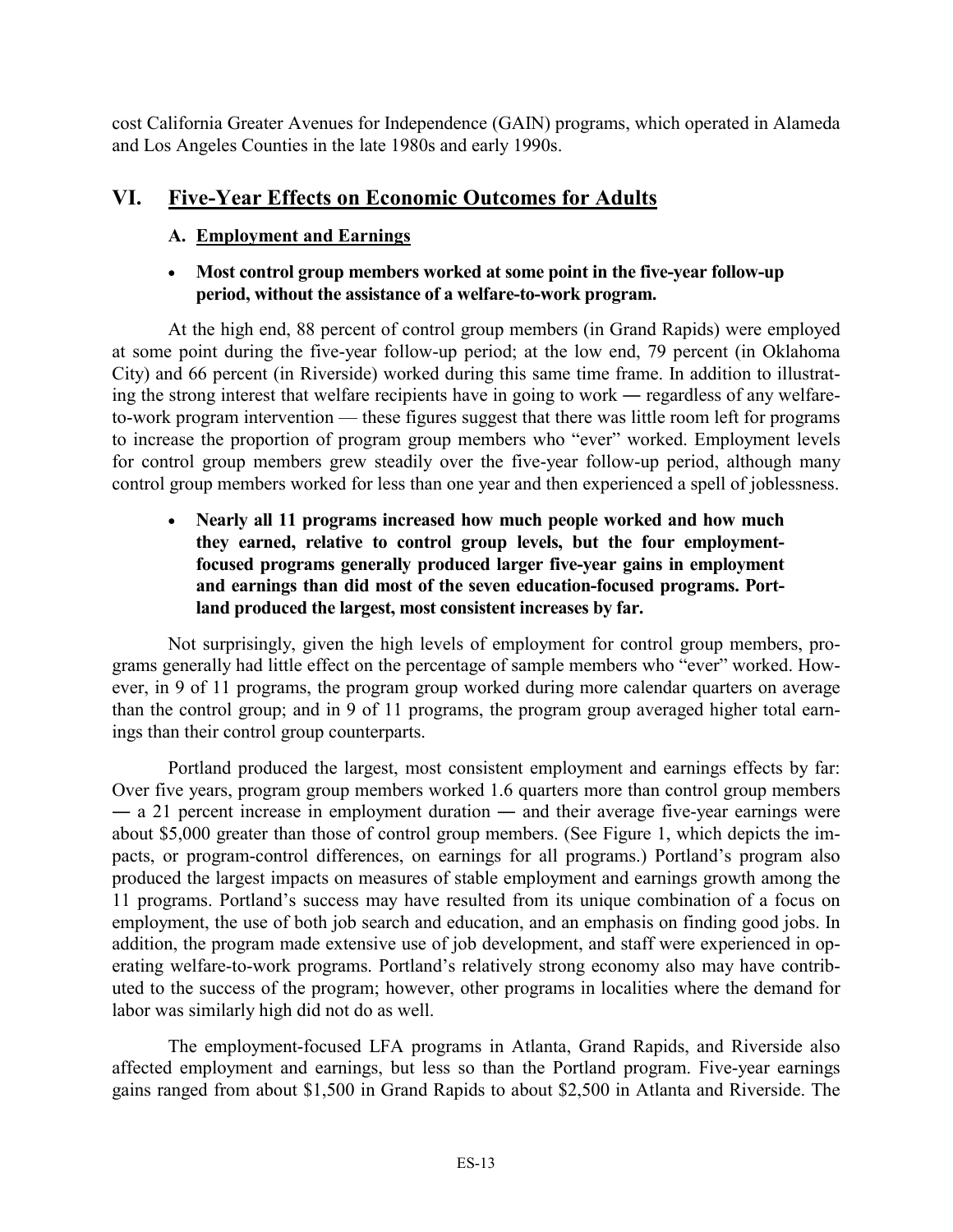cost California Greater Avenues for Independence (GAIN) programs, which operated in Alameda and Los Angeles Counties in the late 1980s and early 1990s.

## VI. Five-Year Effects on Economic Outcomes for Adults

### A. Employment and Earnings

- **Most control group members worked at some point in the five-year follow-up period, without the assistance of a welfare-to-work program.**

At the high end, 88 percent of control group members (in Grand Rapids) were employed at some point during the five-year follow-up period; at the low end, 79 percent (in Oklahoma City) and 66 percent (in Riverside) worked during this same time frame. In addition to illustrating the strong interest that welfare recipients have in going to work — regardless of any welfare-to-work program intervention — these figures suggest that there was little room left for programs to increase the proportion of program group members who "ever" worked. Employment levels for control group members grew steadily over the five-year follow-up period, although many control group members worked for less than one year and then experienced a spell of joblessness.

- **Nearly all 11 programs increased how much people worked and how much they earned, relative to control group levels, but the four employment-focused programs generally produced larger five-year gains in employment and earnings than did most of the seven education-focused programs. Portland produced the largest, most consistent increases by far.**

Not surprisingly, given the high levels of employment for control group members, programs generally had little effect on the percentage of sample members who "ever" worked. However, in 9 of 11 programs, the program group worked during more calendar quarters on average than the control group; and in 9 of 11 programs, the program group averaged higher total earnings than their control group counterparts.

Portland produced the largest, most consistent employment and earnings effects by far: Over five years, program group members worked 1.6 quarters more than control group members — a 21 percent increase in employment duration — and their average five-year earnings were about $5,000 greater than those of control group members. (See Figure 1, which depicts the impacts, or program-control differences, on earnings for all programs.) Portland's program also produced the largest impacts on measures of stable employment and earnings growth among the 11 programs. Portland's success may have resulted from its unique combination of a focus on employment, the use of both job search and education, and an emphasis on finding good jobs. In addition, the program made extensive use of job development, and staff were experienced in operating welfare-to-work programs. Portland's relatively strong economy also may have contributed to the success of the program; however, other programs in localities where the demand for labor was similarly high did not do as well.

The employment-focused LFA programs in Atlanta, Grand Rapids, and Riverside also affected employment and earnings, but less so than the Portland program. Five-year earnings gains ranged from about $1,500 in Grand Rapids to about $2,500 in Atlanta and Riverside. The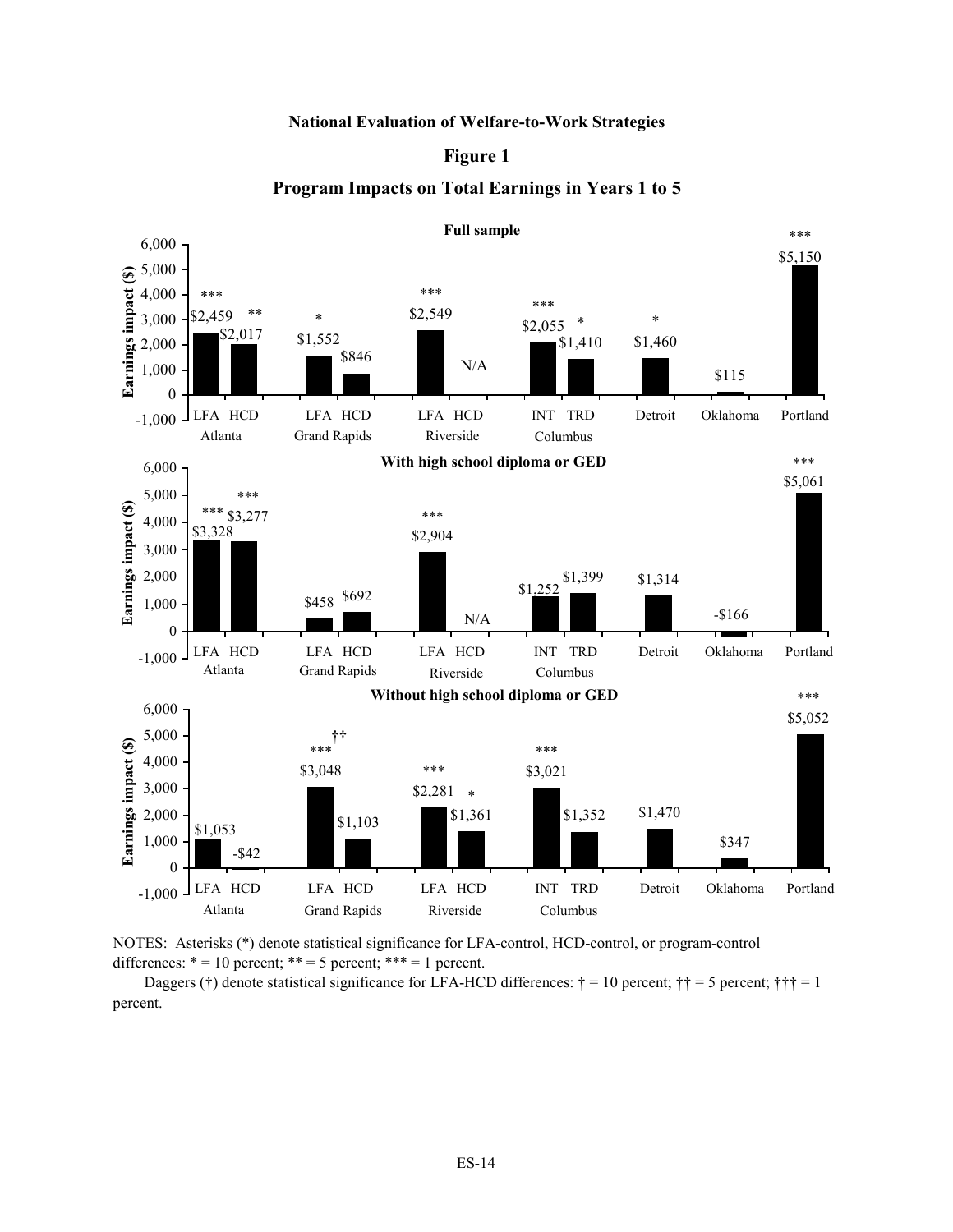**National Evaluation of Welfare-to-Work Strategies**

**Figure 1**

**Program Impacts on Total Earnings in Years 1 to 5**

**Full sample**

| Site | Program | Earnings impact ($) | Significance |
|---|---|---|---|
| Atlanta | LFA | $2,459 | *** |
| Atlanta | HCD | $2,017 | ** |
| Grand Rapids | LFA | $1,552 | * |
| Grand Rapids | HCD | $846 | |
| Riverside | LFA | $2,549 | *** |
| Riverside | HCD | N/A | |
| Columbus | INT | $2,055 | *** |
| Columbus | TRD | $1,410 | * |
| Detroit | | $1,460 | * |
| Oklahoma | | $115 | |
| Portland | | $5,150 | *** |

**With high school diploma or GED**

| Site | Program | Earnings impact ($) | Significance |
|---|---|---|---|
| Atlanta | LFA | $3,328 | *** |
| Atlanta | HCD | $3,277 | *** |
| Grand Rapids | LFA | $458 | |
| Grand Rapids | HCD | $692 | |
| Riverside | LFA | $2,904 | *** |
| Riverside | HCD | N/A | |
| Columbus | INT | $1,252 | |
| Columbus | TRD | $1,399 | |
| Detroit | | $1,314 | |
| Oklahoma | | -$166 | |
| Portland | | $5,061 | *** |

**Without high school diploma or GED**

| Site | Program | Earnings impact ($) | Significance |
|---|---|---|---|
| Atlanta | LFA | $1,053 | |
| Atlanta | HCD | -$42 | |
| Grand Rapids | LFA | $3,048 | *** †† |
| Grand Rapids | HCD | $1,103 | |
| Riverside | LFA | $2,281 | *** |
| Riverside | HCD | $1,361 | * |
| Columbus | INT | $3,021 | *** |
| Columbus | TRD | $1,352 | |
| Detroit | | $1,470 | |
| Oklahoma | | $347 | |
| Portland | | $5,052 | *** |

NOTES: Asterisks (*) denote statistical significance for LFA-control, HCD-control, or program-control differences: * = 10 percent; ** = 5 percent; *** = 1 percent.

Daggers (†) denote statistical significance for LFA-HCD differences: † = 10 percent; †† = 5 percent; ††† = 1 percent.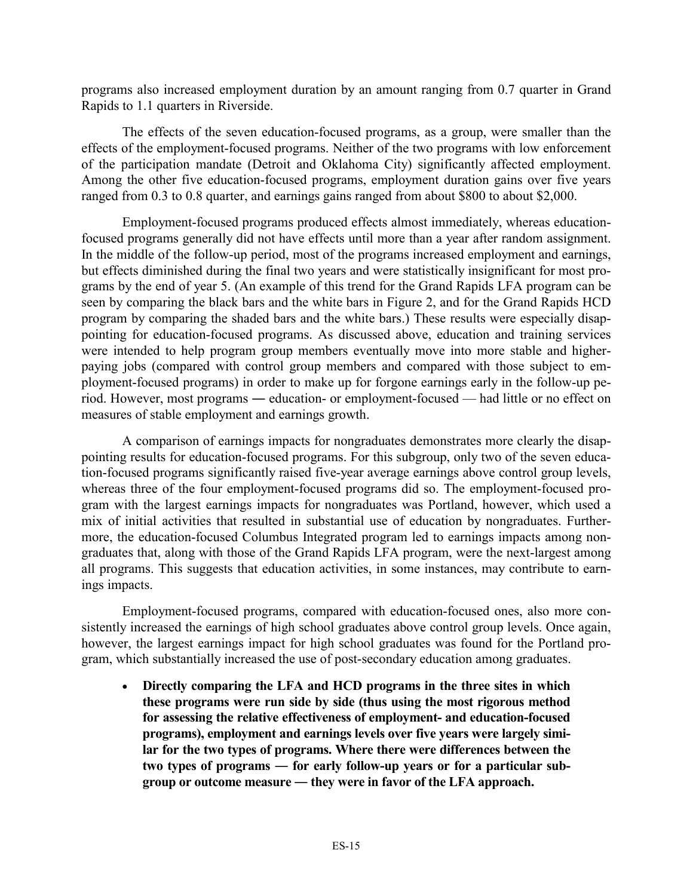programs also increased employment duration by an amount ranging from 0.7 quarter in Grand Rapids to 1.1 quarters in Riverside.

The effects of the seven education-focused programs, as a group, were smaller than the effects of the employment-focused programs. Neither of the two programs with low enforcement of the participation mandate (Detroit and Oklahoma City) significantly affected employment. Among the other five education-focused programs, employment duration gains over five years ranged from 0.3 to 0.8 quarter, and earnings gains ranged from about $800 to about $2,000.

Employment-focused programs produced effects almost immediately, whereas education-focused programs generally did not have effects until more than a year after random assignment. In the middle of the follow-up period, most of the programs increased employment and earnings, but effects diminished during the final two years and were statistically insignificant for most programs by the end of year 5. (An example of this trend for the Grand Rapids LFA program can be seen by comparing the black bars and the white bars in Figure 2, and for the Grand Rapids HCD program by comparing the shaded bars and the white bars.) These results were especially disappointing for education-focused programs. As discussed above, education and training services were intended to help program group members eventually move into more stable and higher-paying jobs (compared with control group members and compared with those subject to employment-focused programs) in order to make up for forgone earnings early in the follow-up period. However, most programs ― education- or employment-focused — had little or no effect on measures of stable employment and earnings growth.

A comparison of earnings impacts for nongraduates demonstrates more clearly the disappointing results for education-focused programs. For this subgroup, only two of the seven education-focused programs significantly raised five-year average earnings above control group levels, whereas three of the four employment-focused programs did so. The employment-focused program with the largest earnings impacts for nongraduates was Portland, however, which used a mix of initial activities that resulted in substantial use of education by nongraduates. Furthermore, the education-focused Columbus Integrated program led to earnings impacts among nongraduates that, along with those of the Grand Rapids LFA program, were the next-largest among all programs. This suggests that education activities, in some instances, may contribute to earnings impacts.

Employment-focused programs, compared with education-focused ones, also more consistently increased the earnings of high school graduates above control group levels. Once again, however, the largest earnings impact for high school graduates was found for the Portland program, which substantially increased the use of post-secondary education among graduates.

- **Directly comparing the LFA and HCD programs in the three sites in which these programs were run side by side (thus using the most rigorous method for assessing the relative effectiveness of employment- and education-focused programs), employment and earnings levels over five years were largely similar for the two types of programs. Where there were differences between the two types of programs — for early follow-up years or for a particular subgroup or outcome measure — they were in favor of the LFA approach.**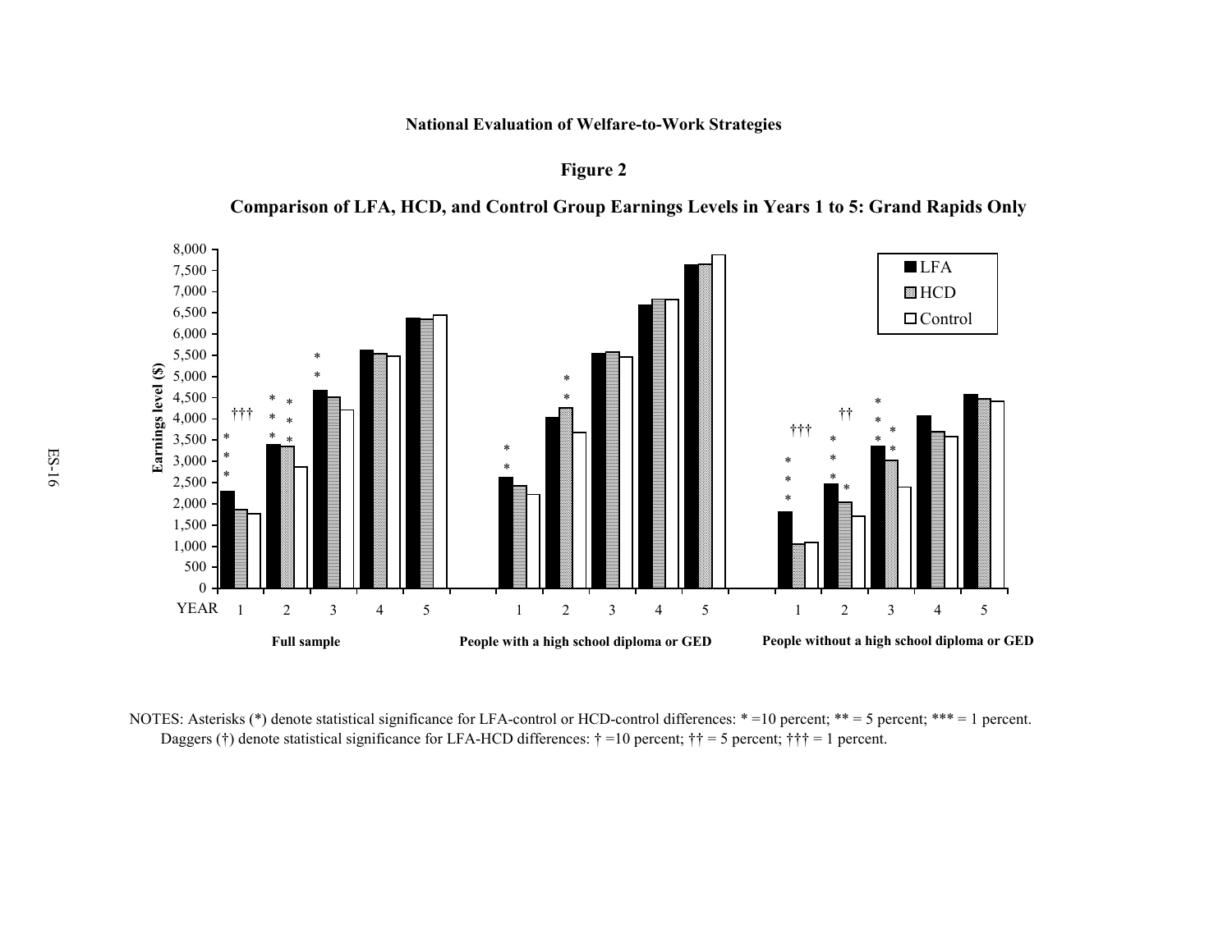**National Evaluation of Welfare-to-Work Strategies**

**Figure 2**

**Comparison of LFA, HCD, and Control Group Earnings Levels in Years 1 to 5: Grand Rapids Only**

NOTES: Asterisks (*) denote statistical significance for LFA-control or HCD-control differences: * =10 percent; ** = 5 percent; *** = 1 percent.
Daggers (†) denote statistical significance for LFA-HCD differences: † =10 percent; †† = 5 percent; ††† = 1 percent.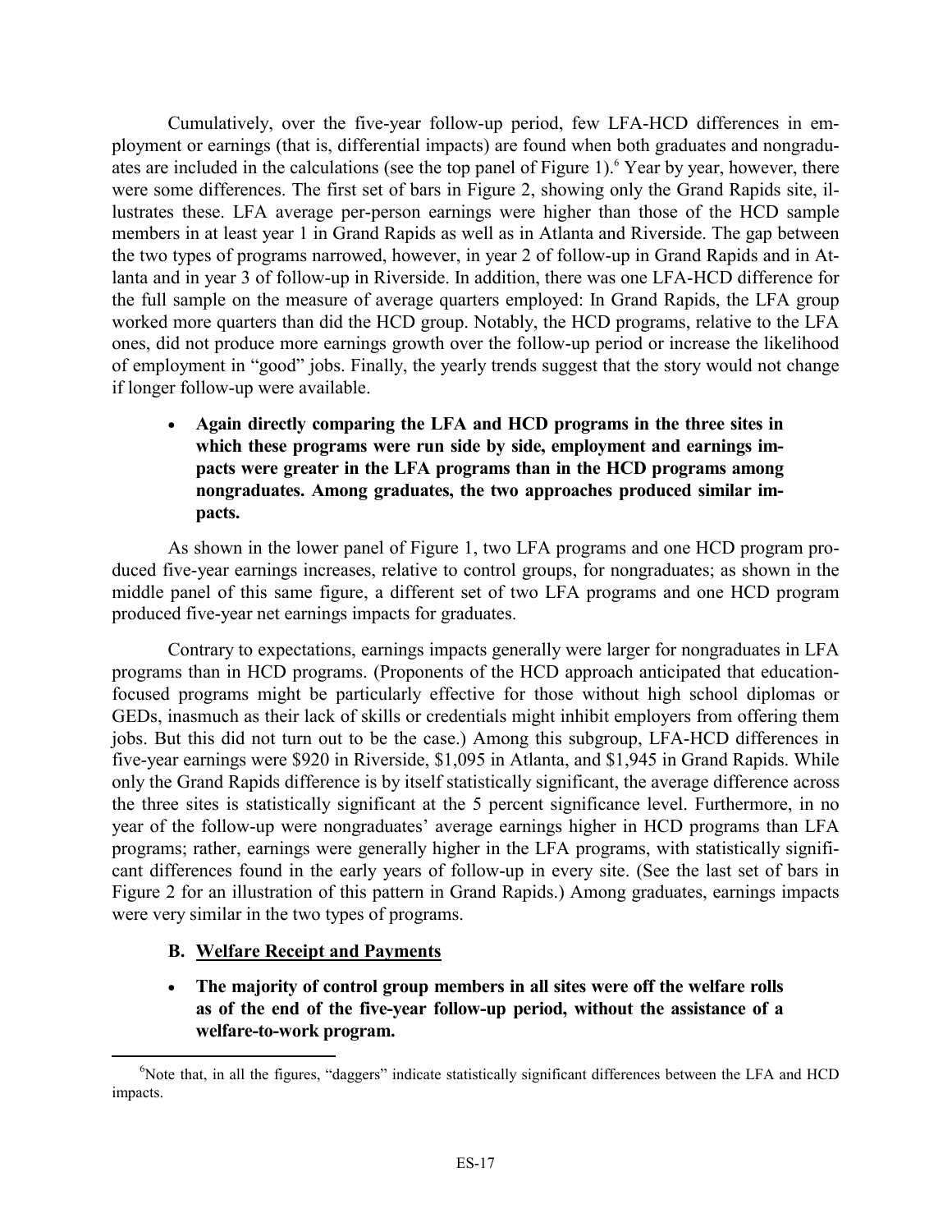Cumulatively, over the five-year follow-up period, few LFA-HCD differences in employment or earnings (that is, differential impacts) are found when both graduates and nongraduates are included in the calculations (see the top panel of Figure 1).[6] Year by year, however, there were some differences. The first set of bars in Figure 2, showing only the Grand Rapids site, illustrates these. LFA average per-person earnings were higher than those of the HCD sample members in at least year 1 in Grand Rapids as well as in Atlanta and Riverside. The gap between the two types of programs narrowed, however, in year 2 of follow-up in Grand Rapids and in Atlanta and in year 3 of follow-up in Riverside. In addition, there was one LFA-HCD difference for the full sample on the measure of average quarters employed: In Grand Rapids, the LFA group worked more quarters than did the HCD group. Notably, the HCD programs, relative to the LFA ones, did not produce more earnings growth over the follow-up period or increase the likelihood of employment in "good" jobs. Finally, the yearly trends suggest that the story would not change if longer follow-up were available.

- **Again directly comparing the LFA and HCD programs in the three sites in which these programs were run side by side, employment and earnings impacts were greater in the LFA programs than in the HCD programs among nongraduates. Among graduates, the two approaches produced similar impacts.**

As shown in the lower panel of Figure 1, two LFA programs and one HCD program produced five-year earnings increases, relative to control groups, for nongraduates; as shown in the middle panel of this same figure, a different set of two LFA programs and one HCD program produced five-year net earnings impacts for graduates.

Contrary to expectations, earnings impacts generally were larger for nongraduates in LFA programs than in HCD programs. (Proponents of the HCD approach anticipated that education-focused programs might be particularly effective for those without high school diplomas or GEDs, inasmuch as their lack of skills or credentials might inhibit employers from offering them jobs. But this did not turn out to be the case.) Among this subgroup, LFA-HCD differences in five-year earnings were $920 in Riverside, $1,095 in Atlanta, and $1,945 in Grand Rapids. While only the Grand Rapids difference is by itself statistically significant, the average difference across the three sites is statistically significant at the 5 percent significance level. Furthermore, in no year of the follow-up were nongraduates' average earnings higher in HCD programs than LFA programs; rather, earnings were generally higher in the LFA programs, with statistically significant differences found in the early years of follow-up in every site. (See the last set of bars in Figure 2 for an illustration of this pattern in Grand Rapids.) Among graduates, earnings impacts were very similar in the two types of programs.

### B. <u>Welfare Receipt and Payments</u>

- **The majority of control group members in all sites were off the welfare rolls as of the end of the five-year follow-up period, without the assistance of a welfare-to-work program.**

[6] Note that, in all the figures, "daggers" indicate statistically significant differences between the LFA and HCD impacts.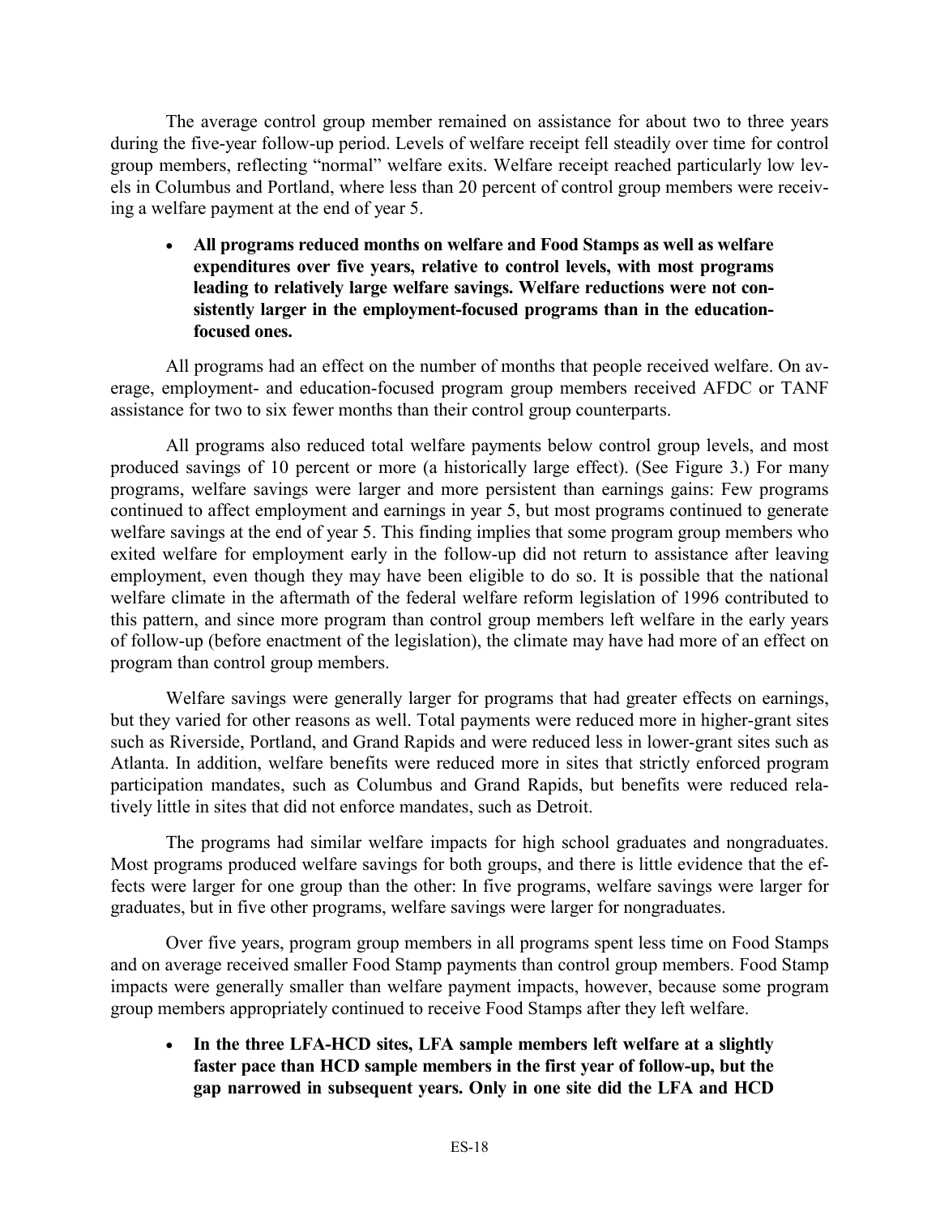The average control group member remained on assistance for about two to three years during the five-year follow-up period. Levels of welfare receipt fell steadily over time for control group members, reflecting "normal" welfare exits. Welfare receipt reached particularly low levels in Columbus and Portland, where less than 20 percent of control group members were receiving a welfare payment at the end of year 5.

- **All programs reduced months on welfare and Food Stamps as well as welfare expenditures over five years, relative to control levels, with most programs leading to relatively large welfare savings. Welfare reductions were not consistently larger in the employment-focused programs than in the education-focused ones.**

All programs had an effect on the number of months that people received welfare. On average, employment- and education-focused program group members received AFDC or TANF assistance for two to six fewer months than their control group counterparts.

All programs also reduced total welfare payments below control group levels, and most produced savings of 10 percent or more (a historically large effect). (See Figure 3.) For many programs, welfare savings were larger and more persistent than earnings gains: Few programs continued to affect employment and earnings in year 5, but most programs continued to generate welfare savings at the end of year 5. This finding implies that some program group members who exited welfare for employment early in the follow-up did not return to assistance after leaving employment, even though they may have been eligible to do so. It is possible that the national welfare climate in the aftermath of the federal welfare reform legislation of 1996 contributed to this pattern, and since more program than control group members left welfare in the early years of follow-up (before enactment of the legislation), the climate may have had more of an effect on program than control group members.

Welfare savings were generally larger for programs that had greater effects on earnings, but they varied for other reasons as well. Total payments were reduced more in higher-grant sites such as Riverside, Portland, and Grand Rapids and were reduced less in lower-grant sites such as Atlanta. In addition, welfare benefits were reduced more in sites that strictly enforced program participation mandates, such as Columbus and Grand Rapids, but benefits were reduced relatively little in sites that did not enforce mandates, such as Detroit.

The programs had similar welfare impacts for high school graduates and nongraduates. Most programs produced welfare savings for both groups, and there is little evidence that the effects were larger for one group than the other: In five programs, welfare savings were larger for graduates, but in five other programs, welfare savings were larger for nongraduates.

Over five years, program group members in all programs spent less time on Food Stamps and on average received smaller Food Stamp payments than control group members. Food Stamp impacts were generally smaller than welfare payment impacts, however, because some program group members appropriately continued to receive Food Stamps after they left welfare.

- **In the three LFA-HCD sites, LFA sample members left welfare at a slightly faster pace than HCD sample members in the first year of follow-up, but the gap narrowed in subsequent years. Only in one site did the LFA and HCD**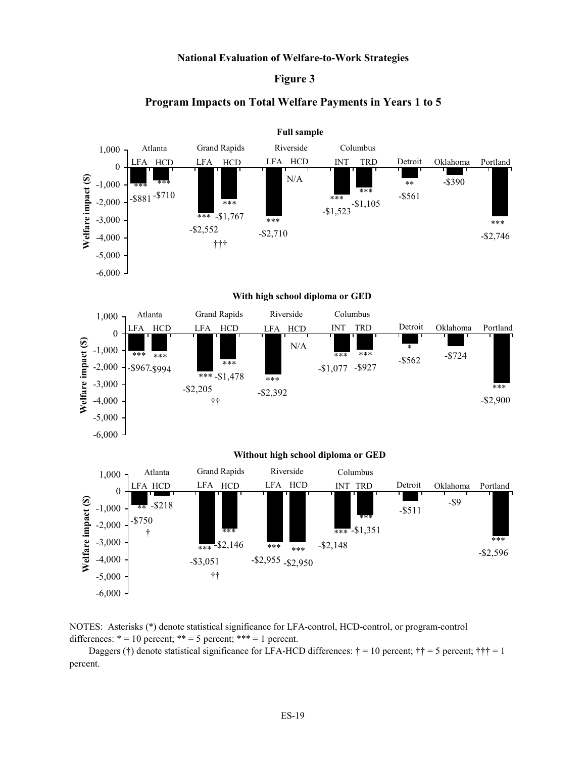**National Evaluation of Welfare-to-Work Strategies**

**Figure 3**

**Program Impacts on Total Welfare Payments in Years 1 to 5**

**Full sample**

| Site | Program | Welfare impact ($) | Significance |
|---|---|---|---|
| Atlanta | LFA | -$881 | *** |
| Atlanta | HCD | -$710 | *** |
| Grand Rapids | LFA | -$2,552 | *** |
| Grand Rapids | HCD | -$1,767 | *** ††† |
| Riverside | LFA | -$2,710 | *** |
| Riverside | HCD | N/A | |
| Columbus | INT | -$1,523 | *** |
| Columbus | TRD | -$1,105 | *** |
| Detroit | | -$561 | ** |
| Oklahoma | | -$390 | |
| Portland | | -$2,746 | *** |

**With high school diploma or GED**

| Site | Program | Welfare impact ($) | Significance |
|---|---|---|---|
| Atlanta | LFA | -$967 | *** |
| Atlanta | HCD | -$994 | *** |
| Grand Rapids | LFA | -$2,205 | *** |
| Grand Rapids | HCD | -$1,478 | *** †† |
| Riverside | LFA | -$2,392 | *** |
| Riverside | HCD | N/A | |
| Columbus | INT | -$1,077 | *** |
| Columbus | TRD | -$927 | *** |
| Detroit | | -$562 | * |
| Oklahoma | | -$724 | |
| Portland | | -$2,900 | *** |

**Without high school diploma or GED**

| Site | Program | Welfare impact ($) | Significance |
|---|---|---|---|
| Atlanta | LFA | -$750 | ** † |
| Atlanta | HCD | -$218 | |
| Grand Rapids | LFA | -$3,051 | *** |
| Grand Rapids | HCD | -$2,146 | *** †† |
| Riverside | LFA | -$2,955 | *** |
| Riverside | HCD | -$2,950 | *** |
| Columbus | INT | -$2,148 | *** |
| Columbus | TRD | -$1,351 | *** |
| Detroit | | -$511 | |
| Oklahoma | | -$9 | |
| Portland | | -$2,596 | *** |

NOTES: Asterisks (*) denote statistical significance for LFA-control, HCD-control, or program-control differences: * = 10 percent; ** = 5 percent; *** = 1 percent.

Daggers (†) denote statistical significance for LFA-HCD differences: † = 10 percent; †† = 5 percent; ††† = 1 percent.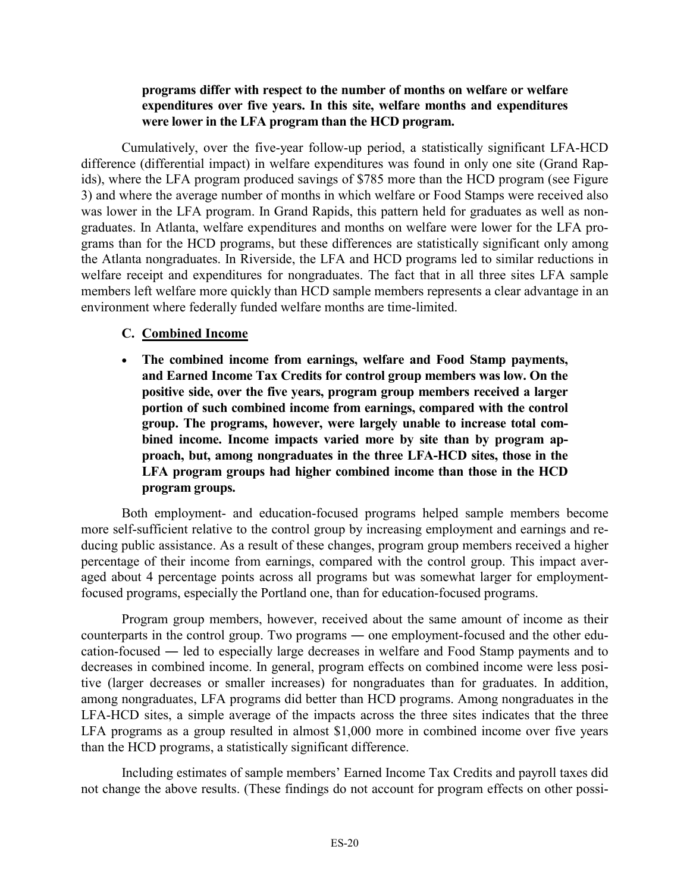**programs differ with respect to the number of months on welfare or welfare expenditures over five years. In this site, welfare months and expenditures were lower in the LFA program than the HCD program.**

Cumulatively, over the five-year follow-up period, a statistically significant LFA-HCD difference (differential impact) in welfare expenditures was found in only one site (Grand Rapids), where the LFA program produced savings of $785 more than the HCD program (see Figure 3) and where the average number of months in which welfare or Food Stamps were received also was lower in the LFA program. In Grand Rapids, this pattern held for graduates as well as nongraduates. In Atlanta, welfare expenditures and months on welfare were lower for the LFA programs than for the HCD programs, but these differences are statistically significant only among the Atlanta nongraduates. In Riverside, the LFA and HCD programs led to similar reductions in welfare receipt and expenditures for nongraduates. The fact that in all three sites LFA sample members left welfare more quickly than HCD sample members represents a clear advantage in an environment where federally funded welfare months are time-limited.

### C. Combined Income

- **The combined income from earnings, welfare and Food Stamp payments, and Earned Income Tax Credits for control group members was low. On the positive side, over the five years, program group members received a larger portion of such combined income from earnings, compared with the control group. The programs, however, were largely unable to increase total combined income. Income impacts varied more by site than by program approach, but, among nongraduates in the three LFA-HCD sites, those in the LFA program groups had higher combined income than those in the HCD program groups.**

Both employment- and education-focused programs helped sample members become more self-sufficient relative to the control group by increasing employment and earnings and reducing public assistance. As a result of these changes, program group members received a higher percentage of their income from earnings, compared with the control group. This impact averaged about 4 percentage points across all programs but was somewhat larger for employment-focused programs, especially the Portland one, than for education-focused programs.

Program group members, however, received about the same amount of income as their counterparts in the control group. Two programs ― one employment-focused and the other education-focused ― led to especially large decreases in welfare and Food Stamp payments and to decreases in combined income. In general, program effects on combined income were less positive (larger decreases or smaller increases) for nongraduates than for graduates. In addition, among nongraduates, LFA programs did better than HCD programs. Among nongraduates in the LFA-HCD sites, a simple average of the impacts across the three sites indicates that the three LFA programs as a group resulted in almost $1,000 more in combined income over five years than the HCD programs, a statistically significant difference.

Including estimates of sample members' Earned Income Tax Credits and payroll taxes did not change the above results. (These findings do not account for program effects on other possi-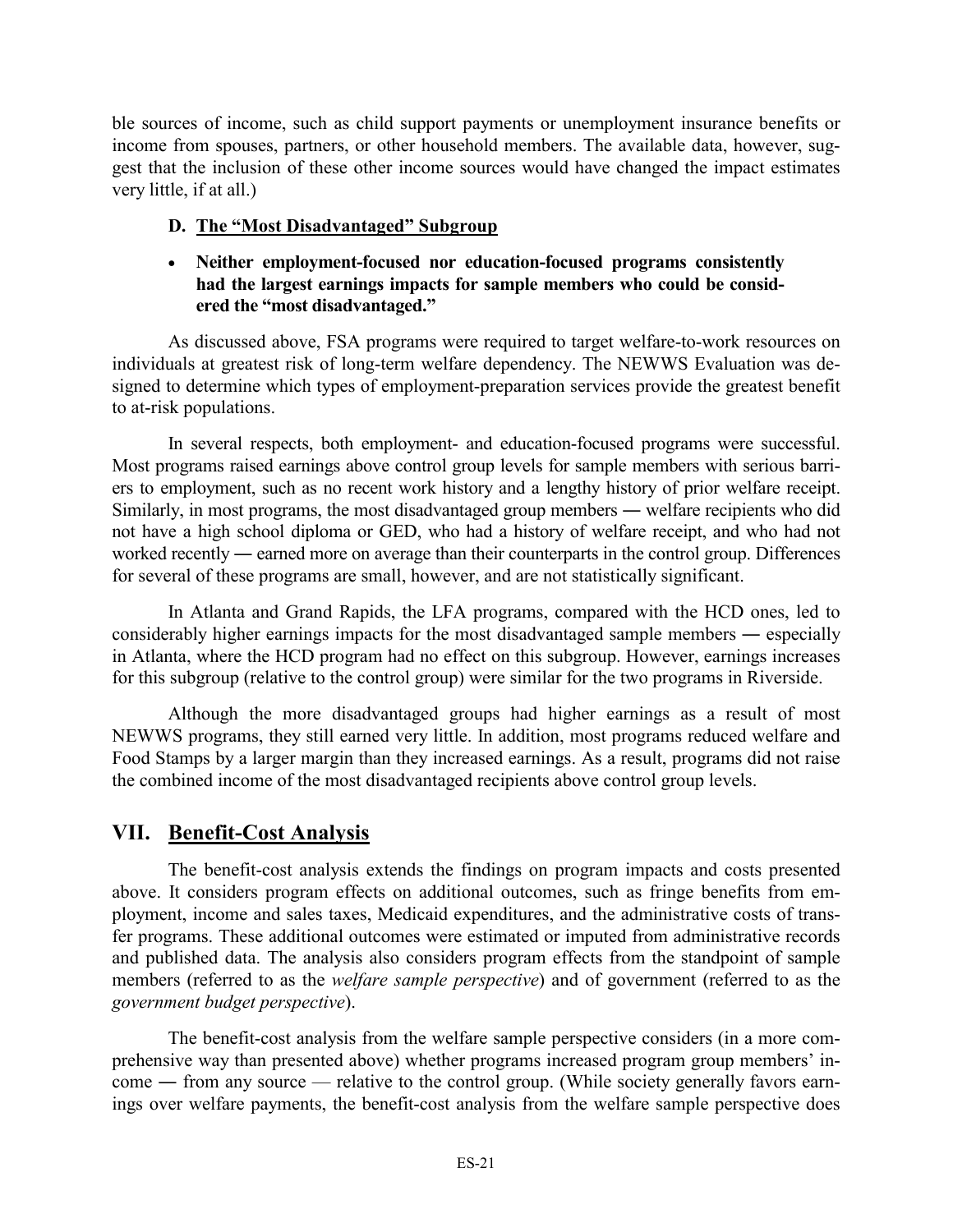ble sources of income, such as child support payments or unemployment insurance benefits or income from spouses, partners, or other household members. The available data, however, suggest that the inclusion of these other income sources would have changed the impact estimates very little, if at all.)

### D. The "Most Disadvantaged" Subgroup

- **Neither employment-focused nor education-focused programs consistently had the largest earnings impacts for sample members who could be considered the "most disadvantaged."**

As discussed above, FSA programs were required to target welfare-to-work resources on individuals at greatest risk of long-term welfare dependency. The NEWWS Evaluation was designed to determine which types of employment-preparation services provide the greatest benefit to at-risk populations.

In several respects, both employment- and education-focused programs were successful. Most programs raised earnings above control group levels for sample members with serious barriers to employment, such as no recent work history and a lengthy history of prior welfare receipt. Similarly, in most programs, the most disadvantaged group members ― welfare recipients who did not have a high school diploma or GED, who had a history of welfare receipt, and who had not worked recently ― earned more on average than their counterparts in the control group. Differences for several of these programs are small, however, and are not statistically significant.

In Atlanta and Grand Rapids, the LFA programs, compared with the HCD ones, led to considerably higher earnings impacts for the most disadvantaged sample members ― especially in Atlanta, where the HCD program had no effect on this subgroup. However, earnings increases for this subgroup (relative to the control group) were similar for the two programs in Riverside.

Although the more disadvantaged groups had higher earnings as a result of most NEWWS programs, they still earned very little. In addition, most programs reduced welfare and Food Stamps by a larger margin than they increased earnings. As a result, programs did not raise the combined income of the most disadvantaged recipients above control group levels.

## VII. Benefit-Cost Analysis

The benefit-cost analysis extends the findings on program impacts and costs presented above. It considers program effects on additional outcomes, such as fringe benefits from employment, income and sales taxes, Medicaid expenditures, and the administrative costs of transfer programs. These additional outcomes were estimated or imputed from administrative records and published data. The analysis also considers program effects from the standpoint of sample members (referred to as the *welfare sample perspective*) and of government (referred to as the *government budget perspective*).

The benefit-cost analysis from the welfare sample perspective considers (in a more comprehensive way than presented above) whether programs increased program group members' income ― from any source — relative to the control group. (While society generally favors earnings over welfare payments, the benefit-cost analysis from the welfare sample perspective does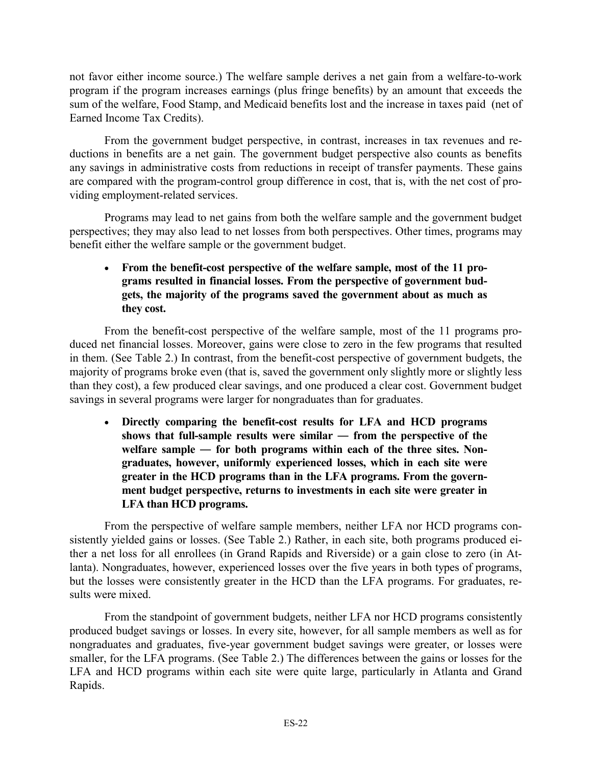not favor either income source.) The welfare sample derives a net gain from a welfare-to-work program if the program increases earnings (plus fringe benefits) by an amount that exceeds the sum of the welfare, Food Stamp, and Medicaid benefits lost and the increase in taxes paid (net of Earned Income Tax Credits).

From the government budget perspective, in contrast, increases in tax revenues and reductions in benefits are a net gain. The government budget perspective also counts as benefits any savings in administrative costs from reductions in receipt of transfer payments. These gains are compared with the program-control group difference in cost, that is, with the net cost of providing employment-related services.

Programs may lead to net gains from both the welfare sample and the government budget perspectives; they may also lead to net losses from both perspectives. Other times, programs may benefit either the welfare sample or the government budget.

- **From the benefit-cost perspective of the welfare sample, most of the 11 programs resulted in financial losses. From the perspective of government budgets, the majority of the programs saved the government about as much as they cost.**

From the benefit-cost perspective of the welfare sample, most of the 11 programs produced net financial losses. Moreover, gains were close to zero in the few programs that resulted in them. (See Table 2.) In contrast, from the benefit-cost perspective of government budgets, the majority of programs broke even (that is, saved the government only slightly more or slightly less than they cost), a few produced clear savings, and one produced a clear cost. Government budget savings in several programs were larger for nongraduates than for graduates.

- **Directly comparing the benefit-cost results for LFA and HCD programs shows that full-sample results were similar — from the perspective of the welfare sample — for both programs within each of the three sites. Nongraduates, however, uniformly experienced losses, which in each site were greater in the HCD programs than in the LFA programs. From the government budget perspective, returns to investments in each site were greater in LFA than HCD programs.**

From the perspective of welfare sample members, neither LFA nor HCD programs consistently yielded gains or losses. (See Table 2.) Rather, in each site, both programs produced either a net loss for all enrollees (in Grand Rapids and Riverside) or a gain close to zero (in Atlanta). Nongraduates, however, experienced losses over the five years in both types of programs, but the losses were consistently greater in the HCD than the LFA programs. For graduates, results were mixed.

From the standpoint of government budgets, neither LFA nor HCD programs consistently produced budget savings or losses. In every site, however, for all sample members as well as for nongraduates and graduates, five-year government budget savings were greater, or losses were smaller, for the LFA programs. (See Table 2.) The differences between the gains or losses for the LFA and HCD programs within each site were quite large, particularly in Atlanta and Grand Rapids.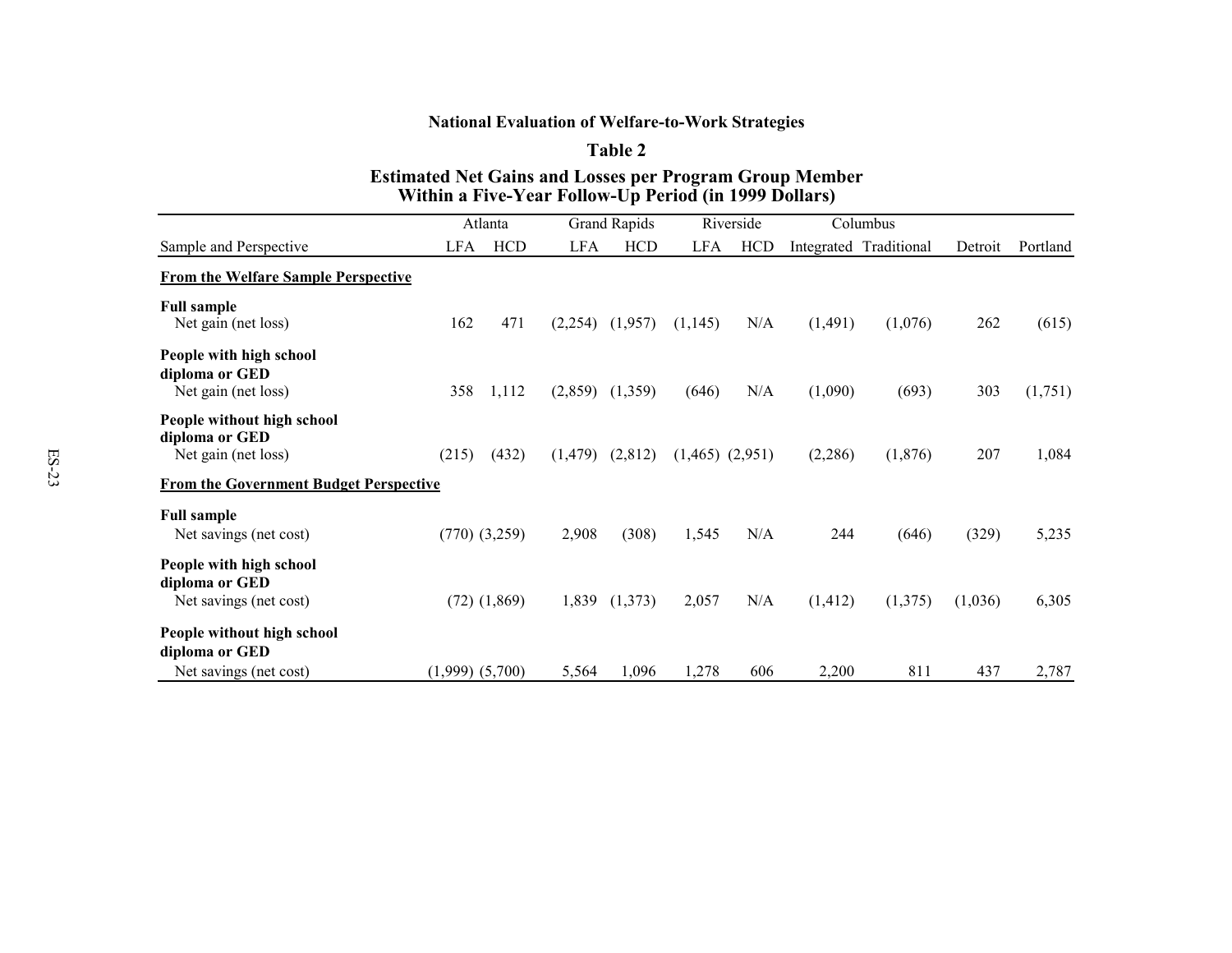**National Evaluation of Welfare-to-Work Strategies**

**Table 2**

**Estimated Net Gains and Losses per Program Group Member Within a Five-Year Follow-Up Period (in 1999 Dollars)**

| | Atlanta | | Grand Rapids | | Riverside | | Columbus | | | |
|---|---|---|---|---|---|---|---|---|---|---|
| Sample and Perspective | LFA | HCD | LFA | HCD | LFA | HCD | Integrated | Traditional | Detroit | Portland |
| **From the Welfare Sample Perspective** | | | | | | | | | | |
| **Full sample** | | | | | | | | | | |
| Net gain (net loss) | 162 | 471 | (2,254) | (1,957) | (1,145) | N/A | (1,491) | (1,076) | 262 | (615) |
| **People with high school diploma or GED** | | | | | | | | | | |
| Net gain (net loss) | 358 | 1,112 | (2,859) | (1,359) | (646) | N/A | (1,090) | (693) | 303 | (1,751) |
| **People without high school diploma or GED** | | | | | | | | | | |
| Net gain (net loss) | (215) | (432) | (1,479) | (2,812) | (1,465) | (2,951) | (2,286) | (1,876) | 207 | 1,084 |
| **From the Government Budget Perspective** | | | | | | | | | | |
| **Full sample** | | | | | | | | | | |
| Net savings (net cost) | (770) | (3,259) | 2,908 | (308) | 1,545 | N/A | 244 | (646) | (329) | 5,235 |
| **People with high school diploma or GED** | | | | | | | | | | |
| Net savings (net cost) | (72) | (1,869) | 1,839 | (1,373) | 2,057 | N/A | (1,412) | (1,375) | (1,036) | 6,305 |
| **People without high school diploma or GED** | | | | | | | | | | |
| Net savings (net cost) | (1,999) | (5,700) | 5,564 | 1,096 | 1,278 | 606 | 2,200 | 811 | 437 | 2,787 |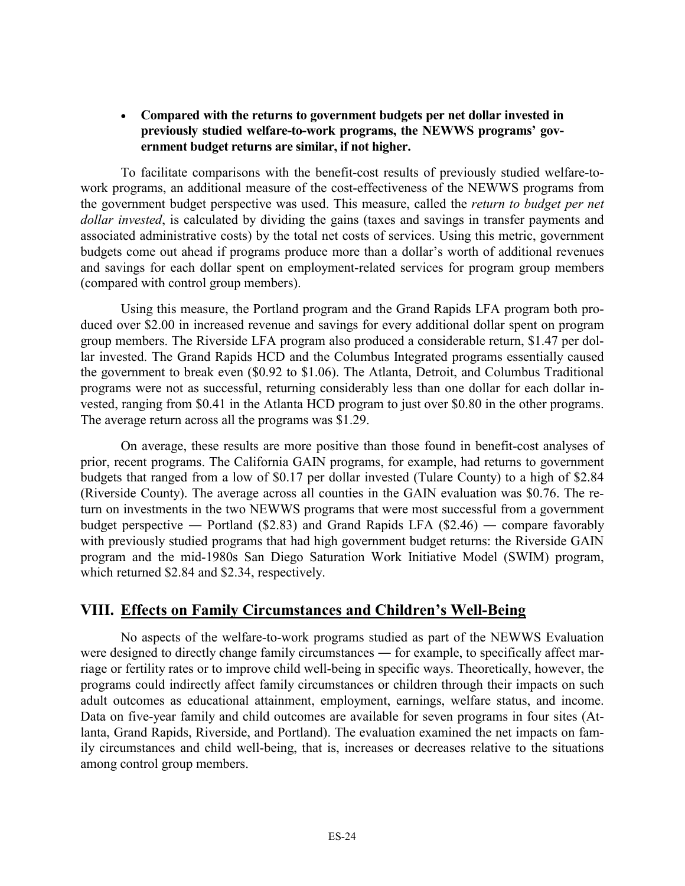- **Compared with the returns to government budgets per net dollar invested in previously studied welfare-to-work programs, the NEWWS programs' government budget returns are similar, if not higher.**

To facilitate comparisons with the benefit-cost results of previously studied welfare-to-work programs, an additional measure of the cost-effectiveness of the NEWWS programs from the government budget perspective was used. This measure, called the *return to budget per net dollar invested*, is calculated by dividing the gains (taxes and savings in transfer payments and associated administrative costs) by the total net costs of services. Using this metric, government budgets come out ahead if programs produce more than a dollar's worth of additional revenues and savings for each dollar spent on employment-related services for program group members (compared with control group members).

Using this measure, the Portland program and the Grand Rapids LFA program both produced over $2.00 in increased revenue and savings for every additional dollar spent on program group members. The Riverside LFA program also produced a considerable return, $1.47 per dollar invested. The Grand Rapids HCD and the Columbus Integrated programs essentially caused the government to break even ($0.92 to $1.06). The Atlanta, Detroit, and Columbus Traditional programs were not as successful, returning considerably less than one dollar for each dollar invested, ranging from $0.41 in the Atlanta HCD program to just over $0.80 in the other programs. The average return across all the programs was $1.29.

On average, these results are more positive than those found in benefit-cost analyses of prior, recent programs. The California GAIN programs, for example, had returns to government budgets that ranged from a low of $0.17 per dollar invested (Tulare County) to a high of $2.84 (Riverside County). The average across all counties in the GAIN evaluation was $0.76. The return on investments in the two NEWWS programs that were most successful from a government budget perspective — Portland ($2.83) and Grand Rapids LFA ($2.46) — compare favorably with previously studied programs that had high government budget returns: the Riverside GAIN program and the mid-1980s San Diego Saturation Work Initiative Model (SWIM) program, which returned $2.84 and $2.34, respectively.

## VIII. Effects on Family Circumstances and Children's Well-Being

No aspects of the welfare-to-work programs studied as part of the NEWWS Evaluation were designed to directly change family circumstances — for example, to specifically affect marriage or fertility rates or to improve child well-being in specific ways. Theoretically, however, the programs could indirectly affect family circumstances or children through their impacts on such adult outcomes as educational attainment, employment, earnings, welfare status, and income. Data on five-year family and child outcomes are available for seven programs in four sites (Atlanta, Grand Rapids, Riverside, and Portland). The evaluation examined the net impacts on family circumstances and child well-being, that is, increases or decreases relative to the situations among control group members.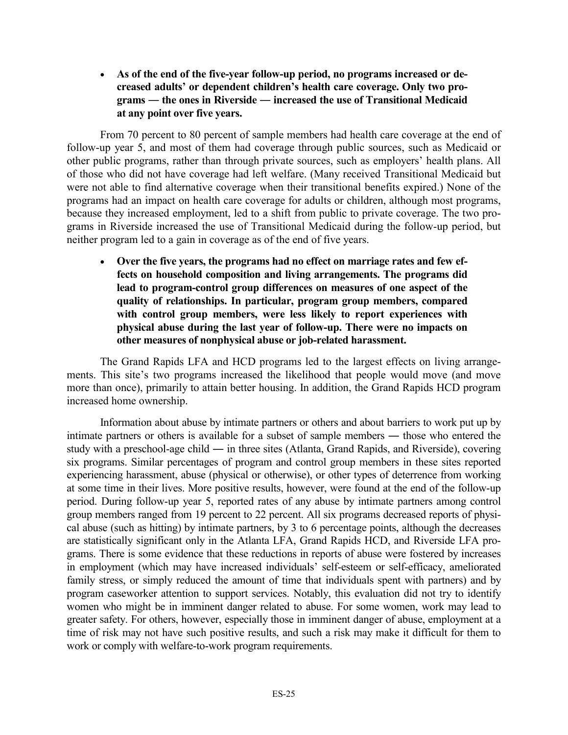- **As of the end of the five-year follow-up period, no programs increased or decreased adults' or dependent children's health care coverage. Only two programs — the ones in Riverside — increased the use of Transitional Medicaid at any point over five years.**

From 70 percent to 80 percent of sample members had health care coverage at the end of follow-up year 5, and most of them had coverage through public sources, such as Medicaid or other public programs, rather than through private sources, such as employers' health plans. All of those who did not have coverage had left welfare. (Many received Transitional Medicaid but were not able to find alternative coverage when their transitional benefits expired.) None of the programs had an impact on health care coverage for adults or children, although most programs, because they increased employment, led to a shift from public to private coverage. The two programs in Riverside increased the use of Transitional Medicaid during the follow-up period, but neither program led to a gain in coverage as of the end of five years.

- **Over the five years, the programs had no effect on marriage rates and few effects on household composition and living arrangements. The programs did lead to program-control group differences on measures of one aspect of the quality of relationships. In particular, program group members, compared with control group members, were less likely to report experiences with physical abuse during the last year of follow-up. There were no impacts on other measures of nonphysical abuse or job-related harassment.**

The Grand Rapids LFA and HCD programs led to the largest effects on living arrangements. This site's two programs increased the likelihood that people would move (and move more than once), primarily to attain better housing. In addition, the Grand Rapids HCD program increased home ownership.

Information about abuse by intimate partners or others and about barriers to work put up by intimate partners or others is available for a subset of sample members — those who entered the study with a preschool-age child — in three sites (Atlanta, Grand Rapids, and Riverside), covering six programs. Similar percentages of program and control group members in these sites reported experiencing harassment, abuse (physical or otherwise), or other types of deterrence from working at some time in their lives. More positive results, however, were found at the end of the follow-up period. During follow-up year 5, reported rates of any abuse by intimate partners among control group members ranged from 19 percent to 22 percent. All six programs decreased reports of physical abuse (such as hitting) by intimate partners, by 3 to 6 percentage points, although the decreases are statistically significant only in the Atlanta LFA, Grand Rapids HCD, and Riverside LFA programs. There is some evidence that these reductions in reports of abuse were fostered by increases in employment (which may have increased individuals' self-esteem or self-efficacy, ameliorated family stress, or simply reduced the amount of time that individuals spent with partners) and by program caseworker attention to support services. Notably, this evaluation did not try to identify women who might be in imminent danger related to abuse. For some women, work may lead to greater safety. For others, however, especially those in imminent danger of abuse, employment at a time of risk may not have such positive results, and such a risk may make it difficult for them to work or comply with welfare-to-work program requirements.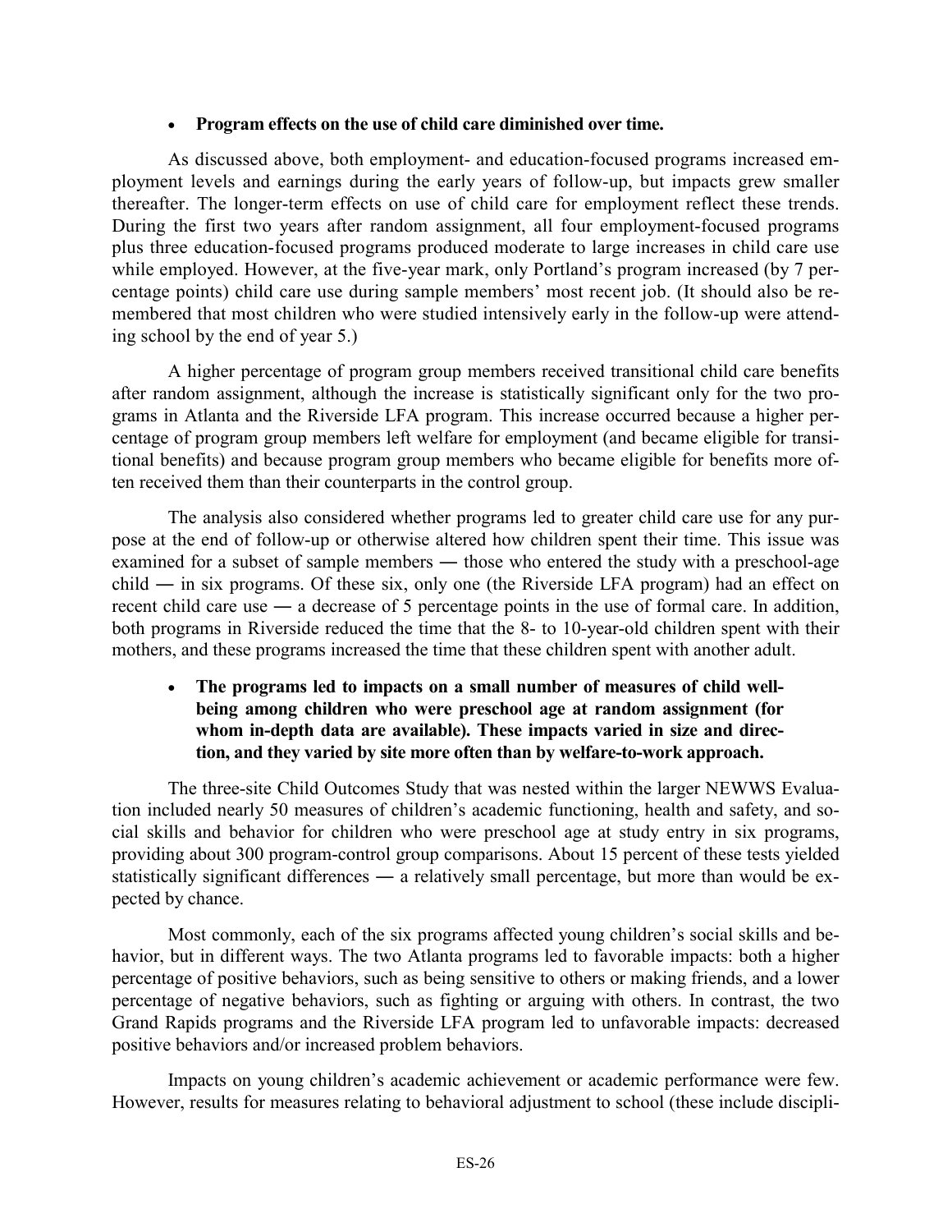- **Program effects on the use of child care diminished over time.**

As discussed above, both employment- and education-focused programs increased employment levels and earnings during the early years of follow-up, but impacts grew smaller thereafter. The longer-term effects on use of child care for employment reflect these trends. During the first two years after random assignment, all four employment-focused programs plus three education-focused programs produced moderate to large increases in child care use while employed. However, at the five-year mark, only Portland's program increased (by 7 percentage points) child care use during sample members' most recent job. (It should also be remembered that most children who were studied intensively early in the follow-up were attending school by the end of year 5.)

A higher percentage of program group members received transitional child care benefits after random assignment, although the increase is statistically significant only for the two programs in Atlanta and the Riverside LFA program. This increase occurred because a higher percentage of program group members left welfare for employment (and became eligible for transitional benefits) and because program group members who became eligible for benefits more often received them than their counterparts in the control group.

The analysis also considered whether programs led to greater child care use for any purpose at the end of follow-up or otherwise altered how children spent their time. This issue was examined for a subset of sample members — those who entered the study with a preschool-age child — in six programs. Of these six, only one (the Riverside LFA program) had an effect on recent child care use — a decrease of 5 percentage points in the use of formal care. In addition, both programs in Riverside reduced the time that the 8- to 10-year-old children spent with their mothers, and these programs increased the time that these children spent with another adult.

- **The programs led to impacts on a small number of measures of child well-being among children who were preschool age at random assignment (for whom in-depth data are available). These impacts varied in size and direction, and they varied by site more often than by welfare-to-work approach.**

The three-site Child Outcomes Study that was nested within the larger NEWWS Evaluation included nearly 50 measures of children's academic functioning, health and safety, and social skills and behavior for children who were preschool age at study entry in six programs, providing about 300 program-control group comparisons. About 15 percent of these tests yielded statistically significant differences — a relatively small percentage, but more than would be expected by chance.

Most commonly, each of the six programs affected young children's social skills and behavior, but in different ways. The two Atlanta programs led to favorable impacts: both a higher percentage of positive behaviors, such as being sensitive to others or making friends, and a lower percentage of negative behaviors, such as fighting or arguing with others. In contrast, the two Grand Rapids programs and the Riverside LFA program led to unfavorable impacts: decreased positive behaviors and/or increased problem behaviors.

Impacts on young children's academic achievement or academic performance were few. However, results for measures relating to behavioral adjustment to school (these include discipli-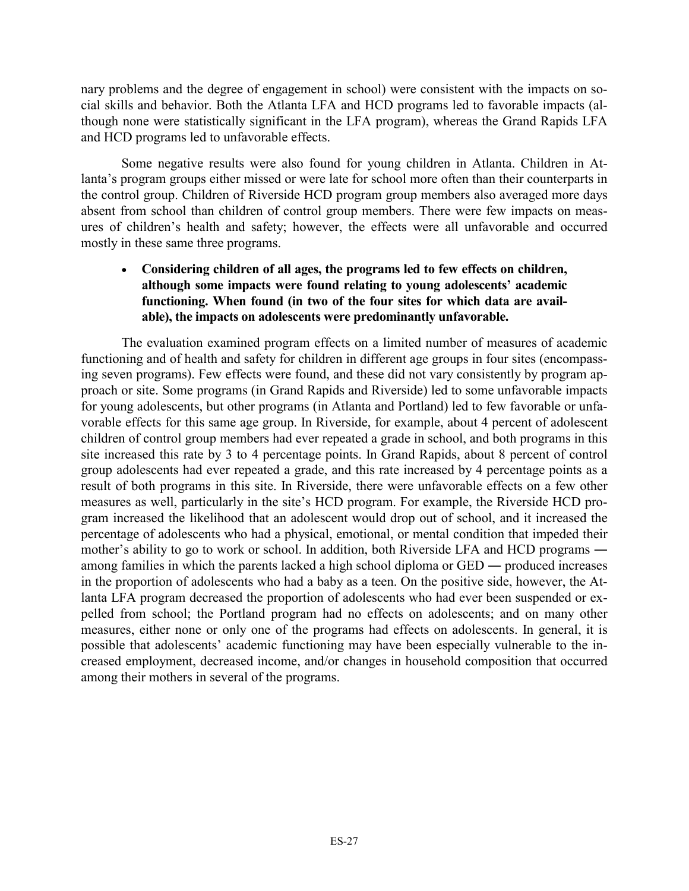nary problems and the degree of engagement in school) were consistent with the impacts on social skills and behavior. Both the Atlanta LFA and HCD programs led to favorable impacts (although none were statistically significant in the LFA program), whereas the Grand Rapids LFA and HCD programs led to unfavorable effects.

Some negative results were also found for young children in Atlanta. Children in Atlanta's program groups either missed or were late for school more often than their counterparts in the control group. Children of Riverside HCD program group members also averaged more days absent from school than children of control group members. There were few impacts on measures of children's health and safety; however, the effects were all unfavorable and occurred mostly in these same three programs.

- **Considering children of all ages, the programs led to few effects on children, although some impacts were found relating to young adolescents' academic functioning. When found (in two of the four sites for which data are available), the impacts on adolescents were predominantly unfavorable.**

The evaluation examined program effects on a limited number of measures of academic functioning and of health and safety for children in different age groups in four sites (encompassing seven programs). Few effects were found, and these did not vary consistently by program approach or site. Some programs (in Grand Rapids and Riverside) led to some unfavorable impacts for young adolescents, but other programs (in Atlanta and Portland) led to few favorable or unfavorable effects for this same age group. In Riverside, for example, about 4 percent of adolescent children of control group members had ever repeated a grade in school, and both programs in this site increased this rate by 3 to 4 percentage points. In Grand Rapids, about 8 percent of control group adolescents had ever repeated a grade, and this rate increased by 4 percentage points as a result of both programs in this site. In Riverside, there were unfavorable effects on a few other measures as well, particularly in the site's HCD program. For example, the Riverside HCD program increased the likelihood that an adolescent would drop out of school, and it increased the percentage of adolescents who had a physical, emotional, or mental condition that impeded their mother's ability to go to work or school. In addition, both Riverside LFA and HCD programs — among families in which the parents lacked a high school diploma or GED — produced increases in the proportion of adolescents who had a baby as a teen. On the positive side, however, the Atlanta LFA program decreased the proportion of adolescents who had ever been suspended or expelled from school; the Portland program had no effects on adolescents; and on many other measures, either none or only one of the programs had effects on adolescents. In general, it is possible that adolescents' academic functioning may have been especially vulnerable to the increased employment, decreased income, and/or changes in household composition that occurred among their mothers in several of the programs.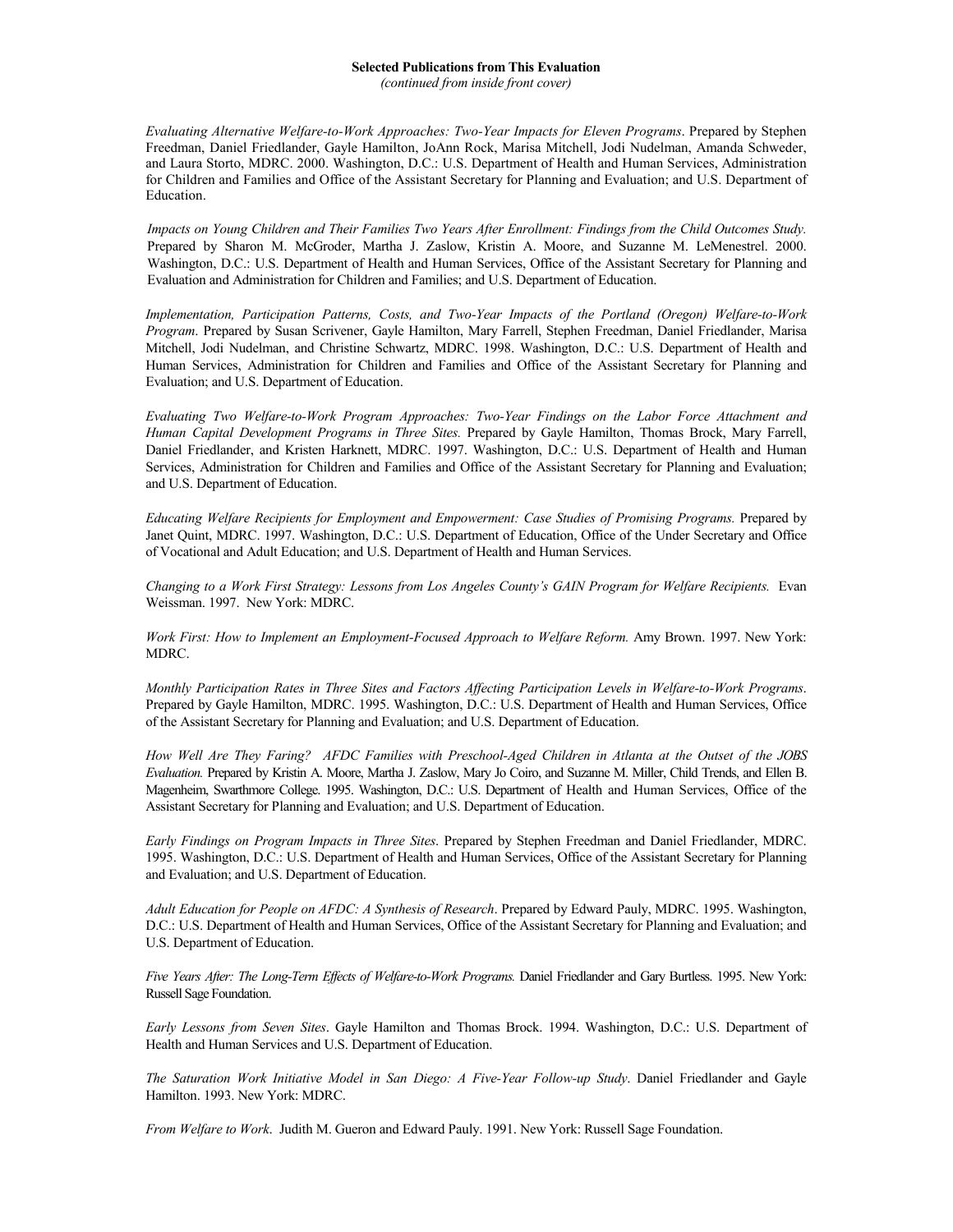**Selected Publications from This Evaluation**

*(continued from inside front cover)*

*Evaluating Alternative Welfare-to-Work Approaches: Two-Year Impacts for Eleven Programs*. Prepared by Stephen Freedman, Daniel Friedlander, Gayle Hamilton, JoAnn Rock, Marisa Mitchell, Jodi Nudelman, Amanda Schweder, and Laura Storto, MDRC. 2000. Washington, D.C.: U.S. Department of Health and Human Services, Administration for Children and Families and Office of the Assistant Secretary for Planning and Evaluation; and U.S. Department of Education.

*Impacts on Young Children and Their Families Two Years After Enrollment: Findings from the Child Outcomes Study.* Prepared by Sharon M. McGroder, Martha J. Zaslow, Kristin A. Moore, and Suzanne M. LeMenestrel. 2000. Washington, D.C.: U.S. Department of Health and Human Services, Office of the Assistant Secretary for Planning and Evaluation and Administration for Children and Families; and U.S. Department of Education.

*Implementation, Participation Patterns, Costs, and Two-Year Impacts of the Portland (Oregon) Welfare-to-Work Program*. Prepared by Susan Scrivener, Gayle Hamilton, Mary Farrell, Stephen Freedman, Daniel Friedlander, Marisa Mitchell, Jodi Nudelman, and Christine Schwartz, MDRC. 1998. Washington, D.C.: U.S. Department of Health and Human Services, Administration for Children and Families and Office of the Assistant Secretary for Planning and Evaluation; and U.S. Department of Education.

*Evaluating Two Welfare-to-Work Program Approaches: Two-Year Findings on the Labor Force Attachment and Human Capital Development Programs in Three Sites.* Prepared by Gayle Hamilton, Thomas Brock, Mary Farrell, Daniel Friedlander, and Kristen Harknett, MDRC. 1997. Washington, D.C.: U.S. Department of Health and Human Services, Administration for Children and Families and Office of the Assistant Secretary for Planning and Evaluation; and U.S. Department of Education.

*Educating Welfare Recipients for Employment and Empowerment: Case Studies of Promising Programs.* Prepared by Janet Quint, MDRC. 1997. Washington, D.C.: U.S. Department of Education, Office of the Under Secretary and Office of Vocational and Adult Education; and U.S. Department of Health and Human Services.

*Changing to a Work First Strategy: Lessons from Los Angeles County's GAIN Program for Welfare Recipients.* Evan Weissman. 1997. New York: MDRC.

*Work First: How to Implement an Employment-Focused Approach to Welfare Reform.* Amy Brown. 1997. New York: MDRC.

*Monthly Participation Rates in Three Sites and Factors Affecting Participation Levels in Welfare-to-Work Programs*. Prepared by Gayle Hamilton, MDRC. 1995. Washington, D.C.: U.S. Department of Health and Human Services, Office of the Assistant Secretary for Planning and Evaluation; and U.S. Department of Education.

*How Well Are They Faring? AFDC Families with Preschool-Aged Children in Atlanta at the Outset of the JOBS Evaluation.* Prepared by Kristin A. Moore, Martha J. Zaslow, Mary Jo Coiro, and Suzanne M. Miller, Child Trends, and Ellen B. Magenheim, Swarthmore College. 1995. Washington, D.C.: U.S. Department of Health and Human Services, Office of the Assistant Secretary for Planning and Evaluation; and U.S. Department of Education.

*Early Findings on Program Impacts in Three Sites*. Prepared by Stephen Freedman and Daniel Friedlander, MDRC. 1995. Washington, D.C.: U.S. Department of Health and Human Services, Office of the Assistant Secretary for Planning and Evaluation; and U.S. Department of Education.

*Adult Education for People on AFDC: A Synthesis of Research*. Prepared by Edward Pauly, MDRC. 1995. Washington, D.C.: U.S. Department of Health and Human Services, Office of the Assistant Secretary for Planning and Evaluation; and U.S. Department of Education.

*Five Years After: The Long-Term Effects of Welfare-to-Work Programs.* Daniel Friedlander and Gary Burtless. 1995. New York: Russell Sage Foundation.

*Early Lessons from Seven Sites*. Gayle Hamilton and Thomas Brock. 1994. Washington, D.C.: U.S. Department of Health and Human Services and U.S. Department of Education.

*The Saturation Work Initiative Model in San Diego: A Five-Year Follow-up Study*. Daniel Friedlander and Gayle Hamilton. 1993. New York: MDRC.

*From Welfare to Work*. Judith M. Gueron and Edward Pauly. 1991. New York: Russell Sage Foundation.